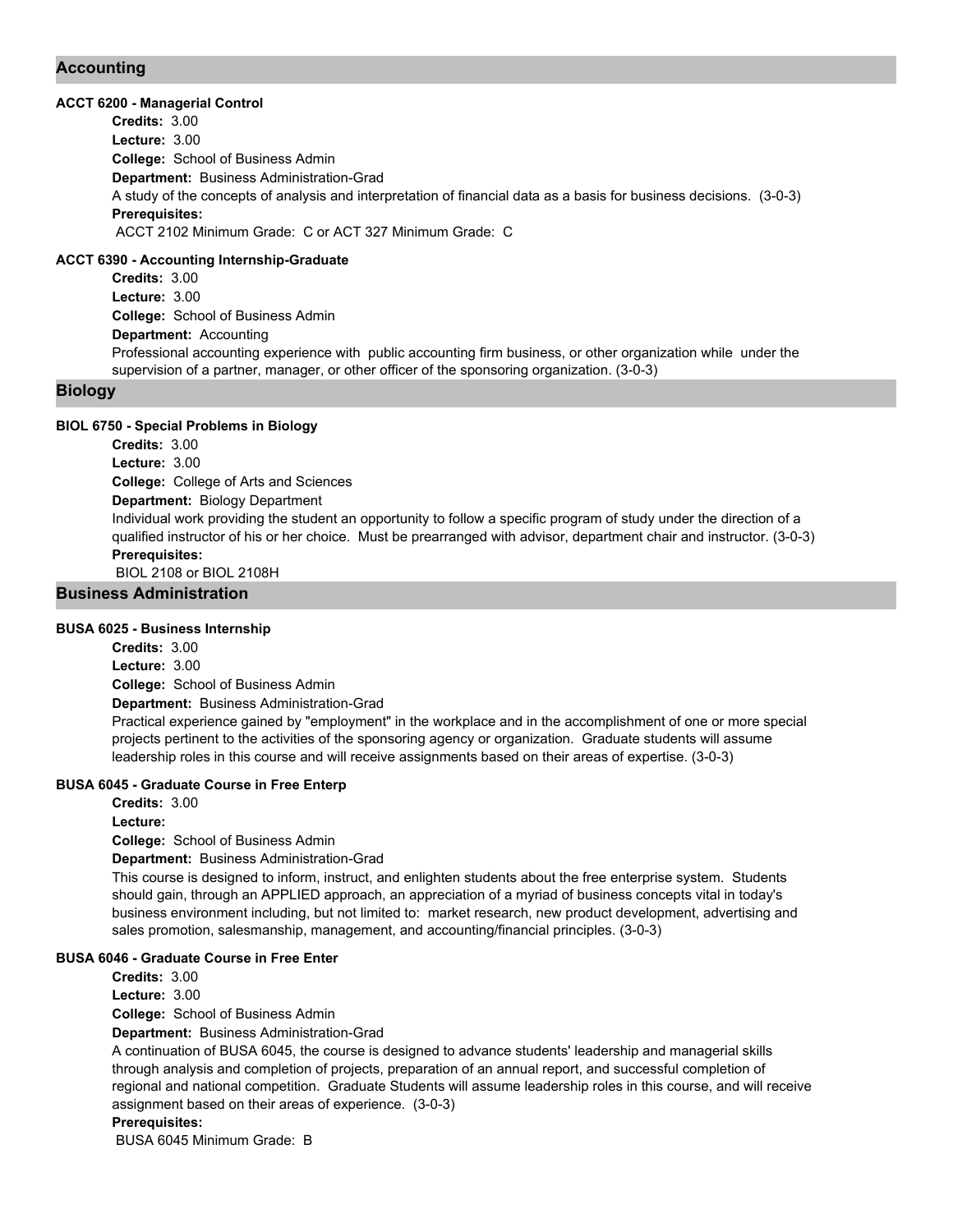## Accounting

### ACCT 6200 - Managerial Control

**Credits:** 3.00
**Lecture:** 3.00
**College:** School of Business Admin
**Department:** Business Administration-Grad

A study of the concepts of analysis and interpretation of financial data as a basis for business decisions. (3-0-3)

**Prerequisites:**
ACCT 2102 Minimum Grade: C or ACT 327 Minimum Grade: C

### ACCT 6390 - Accounting Internship-Graduate

**Credits:** 3.00
**Lecture:** 3.00
**College:** School of Business Admin
**Department:** Accounting

Professional accounting experience with public accounting firm business, or other organization while under the supervision of a partner, manager, or other officer of the sponsoring organization. (3-0-3)

## Biology

### BIOL 6750 - Special Problems in Biology

**Credits:** 3.00
**Lecture:** 3.00
**College:** College of Arts and Sciences
**Department:** Biology Department

Individual work providing the student an opportunity to follow a specific program of study under the direction of a qualified instructor of his or her choice. Must be prearranged with advisor, department chair and instructor. (3-0-3)

**Prerequisites:**
BIOL 2108 or BIOL 2108H

## Business Administration

### BUSA 6025 - Business Internship

**Credits:** 3.00
**Lecture:** 3.00
**College:** School of Business Admin
**Department:** Business Administration-Grad

Practical experience gained by "employment" in the workplace and in the accomplishment of one or more special projects pertinent to the activities of the sponsoring agency or organization. Graduate students will assume leadership roles in this course and will receive assignments based on their areas of expertise. (3-0-3)

### BUSA 6045 - Graduate Course in Free Enterp

**Credits:** 3.00
**Lecture:**
**College:** School of Business Admin
**Department:** Business Administration-Grad

This course is designed to inform, instruct, and enlighten students about the free enterprise system. Students should gain, through an APPLIED approach, an appreciation of a myriad of business concepts vital in today's business environment including, but not limited to: market research, new product development, advertising and sales promotion, salesmanship, management, and accounting/financial principles. (3-0-3)

### BUSA 6046 - Graduate Course in Free Enter

**Credits:** 3.00
**Lecture:** 3.00
**College:** School of Business Admin
**Department:** Business Administration-Grad

A continuation of BUSA 6045, the course is designed to advance students' leadership and managerial skills through analysis and completion of projects, preparation of an annual report, and successful completion of regional and national competition. Graduate Students will assume leadership roles in this course, and will receive assignment based on their areas of experience. (3-0-3)

**Prerequisites:**
BUSA 6045 Minimum Grade: B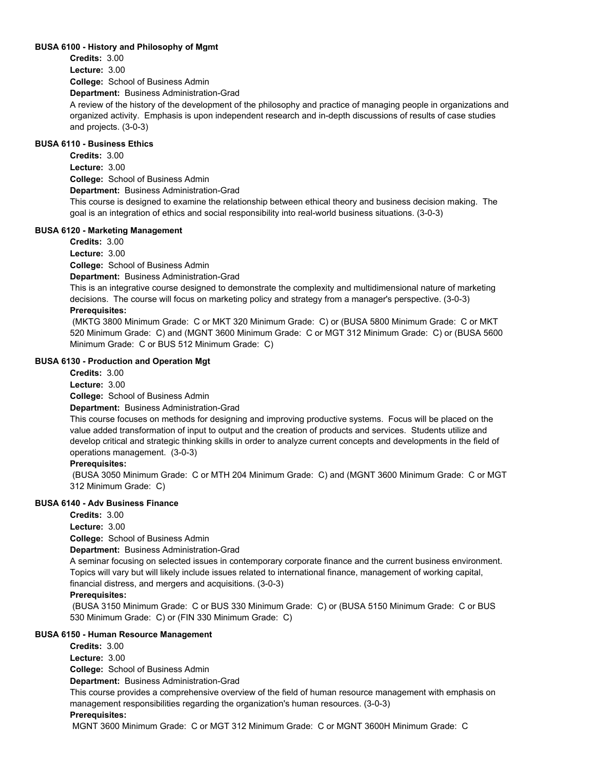### BUSA 6100 - History and Philosophy of Mgmt

**Credits:** 3.00

**Lecture:** 3.00

**College:** School of Business Admin

**Department:** Business Administration-Grad

A review of the history of the development of the philosophy and practice of managing people in organizations and organized activity. Emphasis is upon independent research and in-depth discussions of results of case studies and projects. (3-0-3)

### BUSA 6110 - Business Ethics

**Credits:** 3.00

**Lecture:** 3.00

**College:** School of Business Admin

**Department:** Business Administration-Grad

This course is designed to examine the relationship between ethical theory and business decision making. The goal is an integration of ethics and social responsibility into real-world business situations. (3-0-3)

### BUSA 6120 - Marketing Management

**Credits:** 3.00

**Lecture:** 3.00

**College:** School of Business Admin

**Department:** Business Administration-Grad

This is an integrative course designed to demonstrate the complexity and multidimensional nature of marketing decisions. The course will focus on marketing policy and strategy from a manager's perspective. (3-0-3)

**Prerequisites:**

(MKTG 3800 Minimum Grade: C or MKT 320 Minimum Grade: C) or (BUSA 5800 Minimum Grade: C or MKT 520 Minimum Grade: C) and (MGNT 3600 Minimum Grade: C or MGT 312 Minimum Grade: C) or (BUSA 5600 Minimum Grade: C or BUS 512 Minimum Grade: C)

### BUSA 6130 - Production and Operation Mgt

**Credits:** 3.00

**Lecture:** 3.00

**College:** School of Business Admin

**Department:** Business Administration-Grad

This course focuses on methods for designing and improving productive systems. Focus will be placed on the value added transformation of input to output and the creation of products and services. Students utilize and develop critical and strategic thinking skills in order to analyze current concepts and developments in the field of operations management. (3-0-3)

**Prerequisites:**

(BUSA 3050 Minimum Grade: C or MTH 204 Minimum Grade: C) and (MGNT 3600 Minimum Grade: C or MGT 312 Minimum Grade: C)

### BUSA 6140 - Adv Business Finance

**Credits:** 3.00

**Lecture:** 3.00

**College:** School of Business Admin

**Department:** Business Administration-Grad

A seminar focusing on selected issues in contemporary corporate finance and the current business environment. Topics will vary but will likely include issues related to international finance, management of working capital, financial distress, and mergers and acquisitions. (3-0-3)

**Prerequisites:**

(BUSA 3150 Minimum Grade: C or BUS 330 Minimum Grade: C) or (BUSA 5150 Minimum Grade: C or BUS 530 Minimum Grade: C) or (FIN 330 Minimum Grade: C)

### BUSA 6150 - Human Resource Management

**Credits:** 3.00

**Lecture:** 3.00

**College:** School of Business Admin

**Department:** Business Administration-Grad

This course provides a comprehensive overview of the field of human resource management with emphasis on management responsibilities regarding the organization's human resources. (3-0-3)

**Prerequisites:**

MGNT 3600 Minimum Grade: C or MGT 312 Minimum Grade: C or MGNT 3600H Minimum Grade: C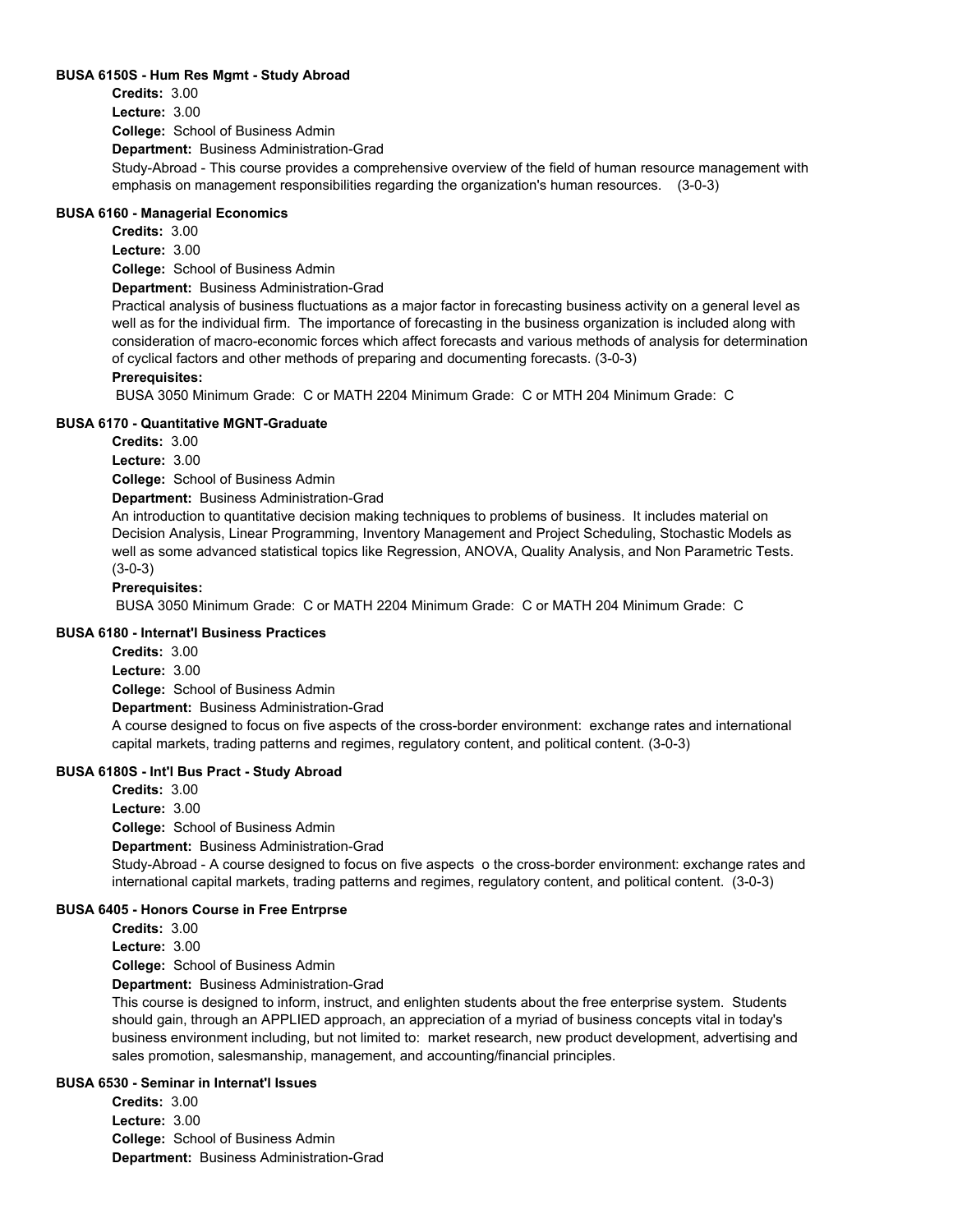### BUSA 6150S - Hum Res Mgmt - Study Abroad

**Credits:** 3.00
**Lecture:** 3.00
**College:** School of Business Admin
**Department:** Business Administration-Grad

Study-Abroad - This course provides a comprehensive overview of the field of human resource management with emphasis on management responsibilities regarding the organization's human resources. (3-0-3)

### BUSA 6160 - Managerial Economics

**Credits:** 3.00
**Lecture:** 3.00
**College:** School of Business Admin
**Department:** Business Administration-Grad

Practical analysis of business fluctuations as a major factor in forecasting business activity on a general level as well as for the individual firm. The importance of forecasting in the business organization is included along with consideration of macro-economic forces which affect forecasts and various methods of analysis for determination of cyclical factors and other methods of preparing and documenting forecasts. (3-0-3)

**Prerequisites:**

BUSA 3050 Minimum Grade: C or MATH 2204 Minimum Grade: C or MTH 204 Minimum Grade: C

### BUSA 6170 - Quantitative MGNT-Graduate

**Credits:** 3.00
**Lecture:** 3.00
**College:** School of Business Admin
**Department:** Business Administration-Grad

An introduction to quantitative decision making techniques to problems of business. It includes material on Decision Analysis, Linear Programming, Inventory Management and Project Scheduling, Stochastic Models as well as some advanced statistical topics like Regression, ANOVA, Quality Analysis, and Non Parametric Tests. (3-0-3)

**Prerequisites:**

BUSA 3050 Minimum Grade: C or MATH 2204 Minimum Grade: C or MATH 204 Minimum Grade: C

### BUSA 6180 - Internat'l Business Practices

**Credits:** 3.00
**Lecture:** 3.00
**College:** School of Business Admin
**Department:** Business Administration-Grad

A course designed to focus on five aspects of the cross-border environment: exchange rates and international capital markets, trading patterns and regimes, regulatory content, and political content. (3-0-3)

### BUSA 6180S - Int'l Bus Pract - Study Abroad

**Credits:** 3.00
**Lecture:** 3.00
**College:** School of Business Admin
**Department:** Business Administration-Grad

Study-Abroad - A course designed to focus on five aspects o the cross-border environment: exchange rates and international capital markets, trading patterns and regimes, regulatory content, and political content. (3-0-3)

### BUSA 6405 - Honors Course in Free Entrprse

**Credits:** 3.00
**Lecture:** 3.00
**College:** School of Business Admin
**Department:** Business Administration-Grad

This course is designed to inform, instruct, and enlighten students about the free enterprise system. Students should gain, through an APPLIED approach, an appreciation of a myriad of business concepts vital in today's business environment including, but not limited to: market research, new product development, advertising and sales promotion, salesmanship, management, and accounting/financial principles.

### BUSA 6530 - Seminar in Internat'l Issues

**Credits:** 3.00
**Lecture:** 3.00
**College:** School of Business Admin
**Department:** Business Administration-Grad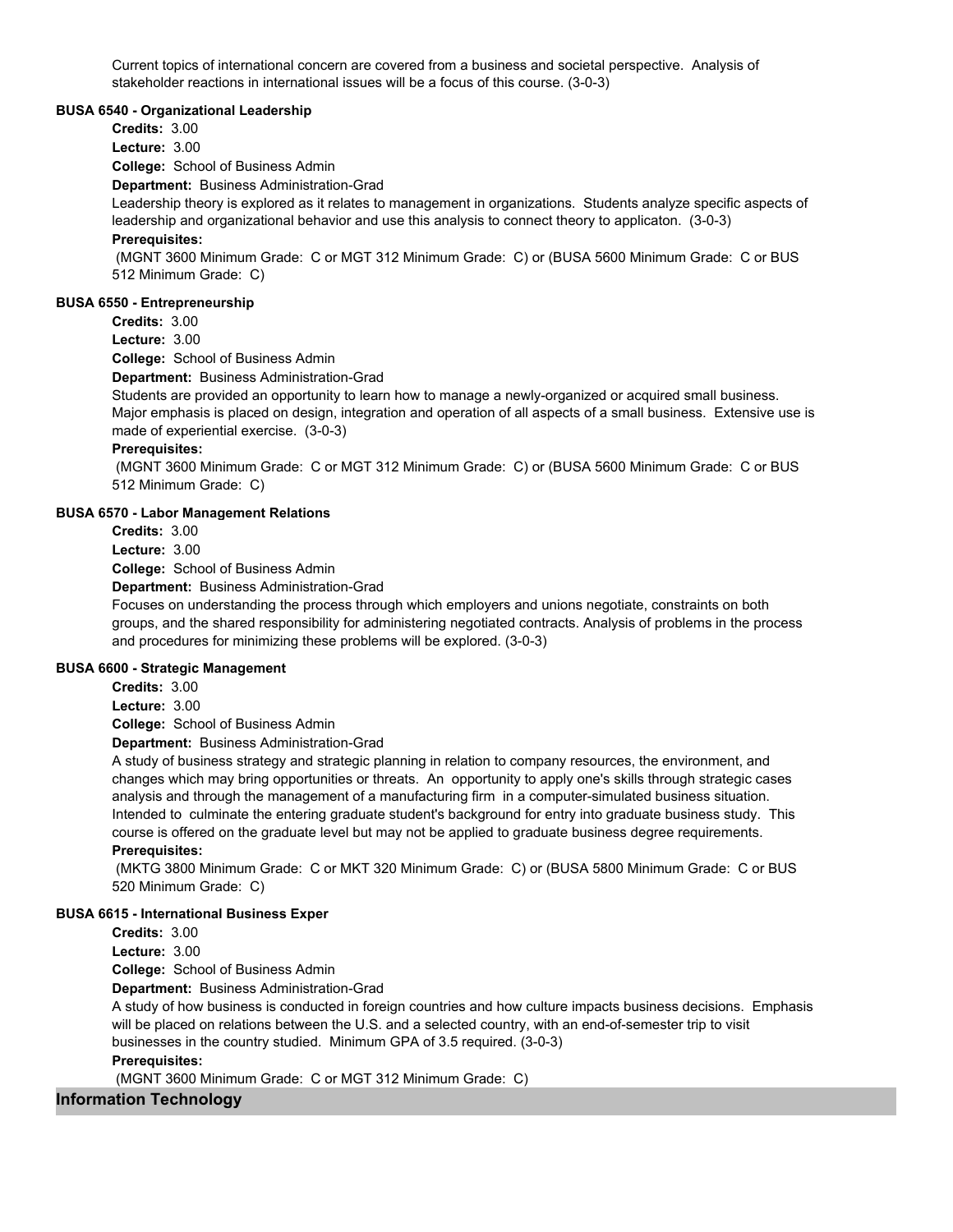Current topics of international concern are covered from a business and societal perspective. Analysis of stakeholder reactions in international issues will be a focus of this course. (3-0-3)

### BUSA 6540 - Organizational Leadership

**Credits:** 3.00

**Lecture:** 3.00

**College:** School of Business Admin

**Department:** Business Administration-Grad

Leadership theory is explored as it relates to management in organizations. Students analyze specific aspects of leadership and organizational behavior and use this analysis to connect theory to applicaton. (3-0-3)

**Prerequisites:**

(MGNT 3600 Minimum Grade: C or MGT 312 Minimum Grade: C) or (BUSA 5600 Minimum Grade: C or BUS 512 Minimum Grade: C)

### BUSA 6550 - Entrepreneurship

**Credits:** 3.00

**Lecture:** 3.00

**College:** School of Business Admin

**Department:** Business Administration-Grad

Students are provided an opportunity to learn how to manage a newly-organized or acquired small business. Major emphasis is placed on design, integration and operation of all aspects of a small business. Extensive use is made of experiential exercise. (3-0-3)

**Prerequisites:**

(MGNT 3600 Minimum Grade: C or MGT 312 Minimum Grade: C) or (BUSA 5600 Minimum Grade: C or BUS 512 Minimum Grade: C)

### BUSA 6570 - Labor Management Relations

**Credits:** 3.00

**Lecture:** 3.00

**College:** School of Business Admin

**Department:** Business Administration-Grad

Focuses on understanding the process through which employers and unions negotiate, constraints on both groups, and the shared responsibility for administering negotiated contracts. Analysis of problems in the process and procedures for minimizing these problems will be explored. (3-0-3)

### BUSA 6600 - Strategic Management

**Credits:** 3.00

**Lecture:** 3.00

**College:** School of Business Admin

**Department:** Business Administration-Grad

A study of business strategy and strategic planning in relation to company resources, the environment, and changes which may bring opportunities or threats. An opportunity to apply one's skills through strategic cases analysis and through the management of a manufacturing firm in a computer-simulated business situation. Intended to culminate the entering graduate student's background for entry into graduate business study. This course is offered on the graduate level but may not be applied to graduate business degree requirements.

**Prerequisites:**

(MKTG 3800 Minimum Grade: C or MKT 320 Minimum Grade: C) or (BUSA 5800 Minimum Grade: C or BUS 520 Minimum Grade: C)

### BUSA 6615 - International Business Exper

**Credits:** 3.00

**Lecture:** 3.00

**College:** School of Business Admin

**Department:** Business Administration-Grad

A study of how business is conducted in foreign countries and how culture impacts business decisions. Emphasis will be placed on relations between the U.S. and a selected country, with an end-of-semester trip to visit businesses in the country studied. Minimum GPA of 3.5 required. (3-0-3)

**Prerequisites:**

(MGNT 3600 Minimum Grade: C or MGT 312 Minimum Grade: C)

## Information Technology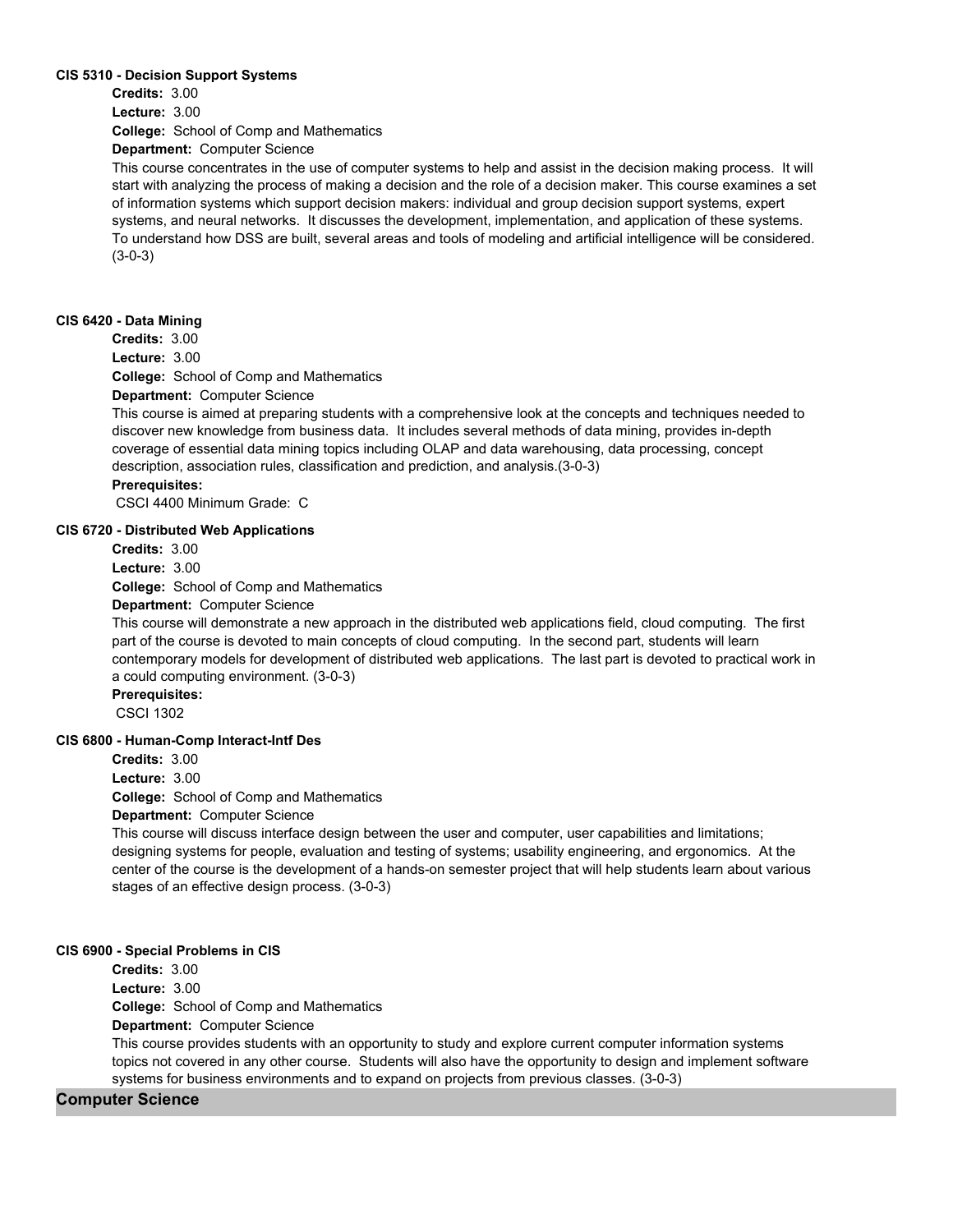### CIS 5310 - Decision Support Systems

**Credits:** 3.00

**Lecture:** 3.00

**College:** School of Comp and Mathematics

**Department:** Computer Science

This course concentrates in the use of computer systems to help and assist in the decision making process. It will start with analyzing the process of making a decision and the role of a decision maker. This course examines a set of information systems which support decision makers: individual and group decision support systems, expert systems, and neural networks. It discusses the development, implementation, and application of these systems. To understand how DSS are built, several areas and tools of modeling and artificial intelligence will be considered. (3-0-3)

### CIS 6420 - Data Mining

**Credits:** 3.00

**Lecture:** 3.00

**College:** School of Comp and Mathematics

**Department:** Computer Science

This course is aimed at preparing students with a comprehensive look at the concepts and techniques needed to discover new knowledge from business data. It includes several methods of data mining, provides in-depth coverage of essential data mining topics including OLAP and data warehousing, data processing, concept description, association rules, classification and prediction, and analysis.(3-0-3)

**Prerequisites:**

CSCI 4400 Minimum Grade: C

### CIS 6720 - Distributed Web Applications

**Credits:** 3.00

**Lecture:** 3.00

**College:** School of Comp and Mathematics

**Department:** Computer Science

This course will demonstrate a new approach in the distributed web applications field, cloud computing. The first part of the course is devoted to main concepts of cloud computing. In the second part, students will learn contemporary models for development of distributed web applications. The last part is devoted to practical work in a could computing environment. (3-0-3)

**Prerequisites:**

CSCI 1302

### CIS 6800 - Human-Comp Interact-Intf Des

**Credits:** 3.00

**Lecture:** 3.00

**College:** School of Comp and Mathematics

**Department:** Computer Science

This course will discuss interface design between the user and computer, user capabilities and limitations; designing systems for people, evaluation and testing of systems; usability engineering, and ergonomics. At the center of the course is the development of a hands-on semester project that will help students learn about various stages of an effective design process. (3-0-3)

### CIS 6900 - Special Problems in CIS

**Credits:** 3.00

**Lecture:** 3.00

**College:** School of Comp and Mathematics

**Department:** Computer Science

This course provides students with an opportunity to study and explore current computer information systems topics not covered in any other course. Students will also have the opportunity to design and implement software systems for business environments and to expand on projects from previous classes. (3-0-3)

## Computer Science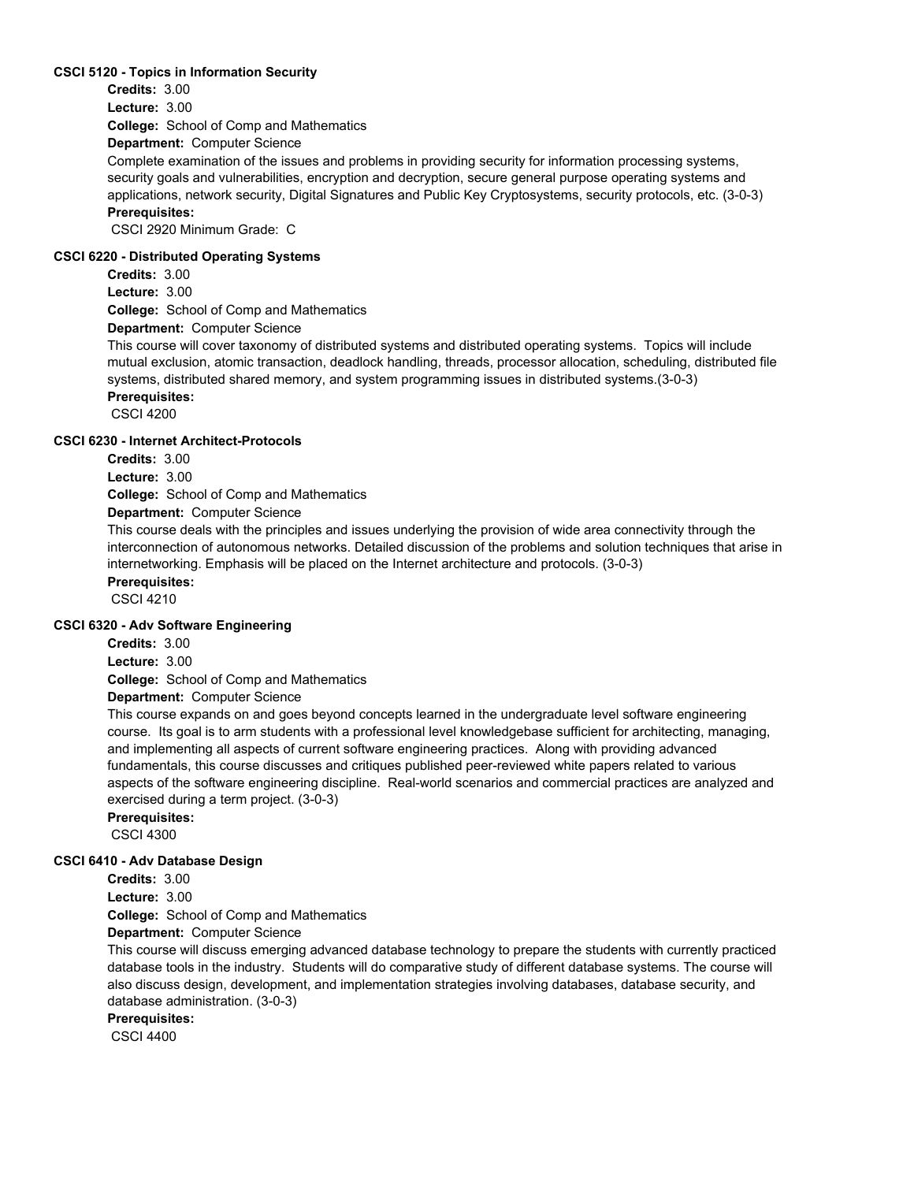### CSCI 5120 - Topics in Information Security

**Credits:** 3.00

**Lecture:** 3.00

**College:** School of Comp and Mathematics

**Department:** Computer Science

Complete examination of the issues and problems in providing security for information processing systems, security goals and vulnerabilities, encryption and decryption, secure general purpose operating systems and applications, network security, Digital Signatures and Public Key Cryptosystems, security protocols, etc. (3-0-3)

**Prerequisites:**

CSCI 2920 Minimum Grade: C

### CSCI 6220 - Distributed Operating Systems

**Credits:** 3.00

**Lecture:** 3.00

**College:** School of Comp and Mathematics

**Department:** Computer Science

This course will cover taxonomy of distributed systems and distributed operating systems. Topics will include mutual exclusion, atomic transaction, deadlock handling, threads, processor allocation, scheduling, distributed file systems, distributed shared memory, and system programming issues in distributed systems.(3-0-3)

**Prerequisites:**

CSCI 4200

### CSCI 6230 - Internet Architect-Protocols

**Credits:** 3.00

**Lecture:** 3.00

**College:** School of Comp and Mathematics

**Department:** Computer Science

This course deals with the principles and issues underlying the provision of wide area connectivity through the interconnection of autonomous networks. Detailed discussion of the problems and solution techniques that arise in internetworking. Emphasis will be placed on the Internet architecture and protocols. (3-0-3)

**Prerequisites:**

CSCI 4210

### CSCI 6320 - Adv Software Engineering

**Credits:** 3.00

**Lecture:** 3.00

**College:** School of Comp and Mathematics

**Department:** Computer Science

This course expands on and goes beyond concepts learned in the undergraduate level software engineering course. Its goal is to arm students with a professional level knowledgebase sufficient for architecting, managing, and implementing all aspects of current software engineering practices. Along with providing advanced fundamentals, this course discusses and critiques published peer-reviewed white papers related to various aspects of the software engineering discipline. Real-world scenarios and commercial practices are analyzed and exercised during a term project. (3-0-3)

**Prerequisites:**

CSCI 4300

### CSCI 6410 - Adv Database Design

**Credits:** 3.00

**Lecture:** 3.00

**College:** School of Comp and Mathematics

**Department:** Computer Science

This course will discuss emerging advanced database technology to prepare the students with currently practiced database tools in the industry. Students will do comparative study of different database systems. The course will also discuss design, development, and implementation strategies involving databases, database security, and database administration. (3-0-3)

**Prerequisites:**

CSCI 4400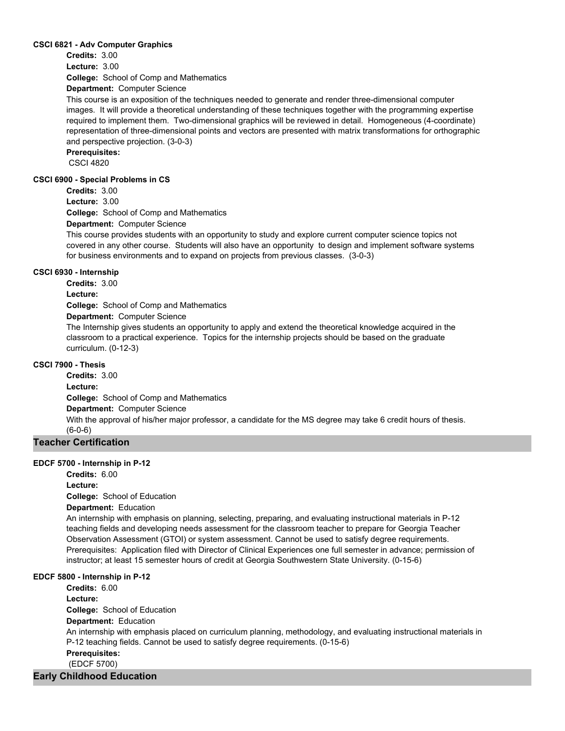#### CSCI 6821 - Adv Computer Graphics

**Credits:** 3.00

**Lecture:** 3.00

**College:** School of Comp and Mathematics

**Department:** Computer Science

This course is an exposition of the techniques needed to generate and render three-dimensional computer images. It will provide a theoretical understanding of these techniques together with the programming expertise required to implement them. Two-dimensional graphics will be reviewed in detail. Homogeneous (4-coordinate) representation of three-dimensional points and vectors are presented with matrix transformations for orthographic and perspective projection. (3-0-3)

**Prerequisites:**

CSCI 4820

#### CSCI 6900 - Special Problems in CS

**Credits:** 3.00

**Lecture:** 3.00

**College:** School of Comp and Mathematics

**Department:** Computer Science

This course provides students with an opportunity to study and explore current computer science topics not covered in any other course. Students will also have an opportunity to design and implement software systems for business environments and to expand on projects from previous classes. (3-0-3)

#### CSCI 6930 - Internship

**Credits:** 3.00

**Lecture:**

**College:** School of Comp and Mathematics

**Department:** Computer Science

The Internship gives students an opportunity to apply and extend the theoretical knowledge acquired in the classroom to a practical experience. Topics for the internship projects should be based on the graduate curriculum. (0-12-3)

#### CSCI 7900 - Thesis

**Credits:** 3.00

**Lecture:**

**College:** School of Comp and Mathematics

**Department:** Computer Science

With the approval of his/her major professor, a candidate for the MS degree may take 6 credit hours of thesis. (6-0-6)

## Teacher Certification

#### EDCF 5700 - Internship in P-12

**Credits:** 6.00

**Lecture:**

**College:** School of Education

**Department:** Education

An internship with emphasis on planning, selecting, preparing, and evaluating instructional materials in P-12 teaching fields and developing needs assessment for the classroom teacher to prepare for Georgia Teacher Observation Assessment (GTOI) or system assessment. Cannot be used to satisfy degree requirements. Prerequisites: Application filed with Director of Clinical Experiences one full semester in advance; permission of instructor; at least 15 semester hours of credit at Georgia Southwestern State University. (0-15-6)

#### EDCF 5800 - Internship in P-12

**Credits:** 6.00

**Lecture:**

**College:** School of Education

**Department:** Education

An internship with emphasis placed on curriculum planning, methodology, and evaluating instructional materials in P-12 teaching fields. Cannot be used to satisfy degree requirements. (0-15-6)

**Prerequisites:**

(EDCF 5700)

## Early Childhood Education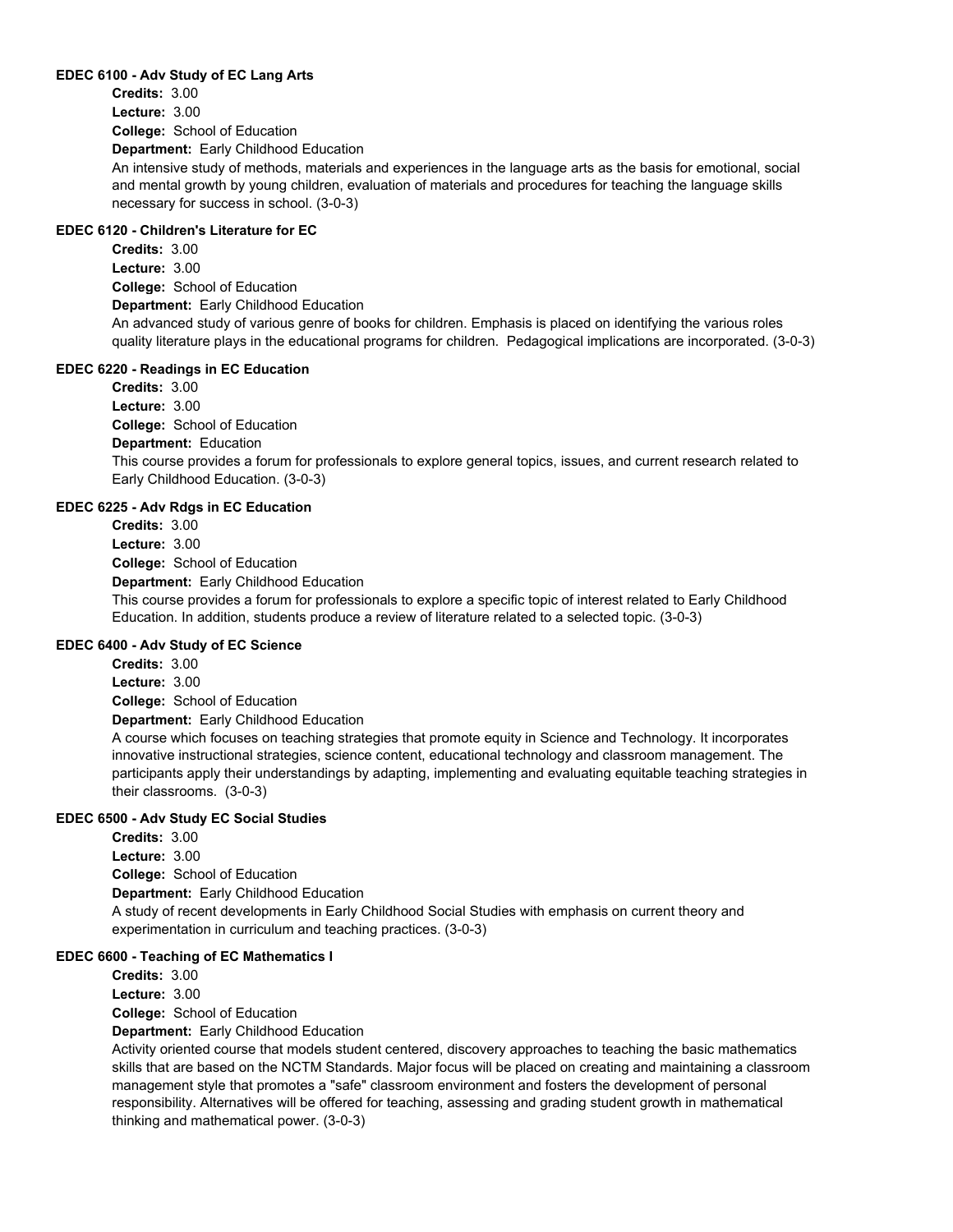### EDEC 6100 - Adv Study of EC Lang Arts

**Credits:** 3.00
**Lecture:** 3.00
**College:** School of Education
**Department:** Early Childhood Education

An intensive study of methods, materials and experiences in the language arts as the basis for emotional, social and mental growth by young children, evaluation of materials and procedures for teaching the language skills necessary for success in school. (3-0-3)

### EDEC 6120 - Children's Literature for EC

**Credits:** 3.00
**Lecture:** 3.00
**College:** School of Education
**Department:** Early Childhood Education

An advanced study of various genre of books for children. Emphasis is placed on identifying the various roles quality literature plays in the educational programs for children. Pedagogical implications are incorporated. (3-0-3)

### EDEC 6220 - Readings in EC Education

**Credits:** 3.00
**Lecture:** 3.00
**College:** School of Education
**Department:** Education

This course provides a forum for professionals to explore general topics, issues, and current research related to Early Childhood Education. (3-0-3)

### EDEC 6225 - Adv Rdgs in EC Education

**Credits:** 3.00
**Lecture:** 3.00
**College:** School of Education
**Department:** Early Childhood Education

This course provides a forum for professionals to explore a specific topic of interest related to Early Childhood Education. In addition, students produce a review of literature related to a selected topic. (3-0-3)

### EDEC 6400 - Adv Study of EC Science

**Credits:** 3.00
**Lecture:** 3.00
**College:** School of Education
**Department:** Early Childhood Education

A course which focuses on teaching strategies that promote equity in Science and Technology. It incorporates innovative instructional strategies, science content, educational technology and classroom management. The participants apply their understandings by adapting, implementing and evaluating equitable teaching strategies in their classrooms. (3-0-3)

### EDEC 6500 - Adv Study EC Social Studies

**Credits:** 3.00
**Lecture:** 3.00
**College:** School of Education
**Department:** Early Childhood Education

A study of recent developments in Early Childhood Social Studies with emphasis on current theory and experimentation in curriculum and teaching practices. (3-0-3)

### EDEC 6600 - Teaching of EC Mathematics I

**Credits:** 3.00
**Lecture:** 3.00
**College:** School of Education
**Department:** Early Childhood Education

Activity oriented course that models student centered, discovery approaches to teaching the basic mathematics skills that are based on the NCTM Standards. Major focus will be placed on creating and maintaining a classroom management style that promotes a "safe" classroom environment and fosters the development of personal responsibility. Alternatives will be offered for teaching, assessing and grading student growth in mathematical thinking and mathematical power. (3-0-3)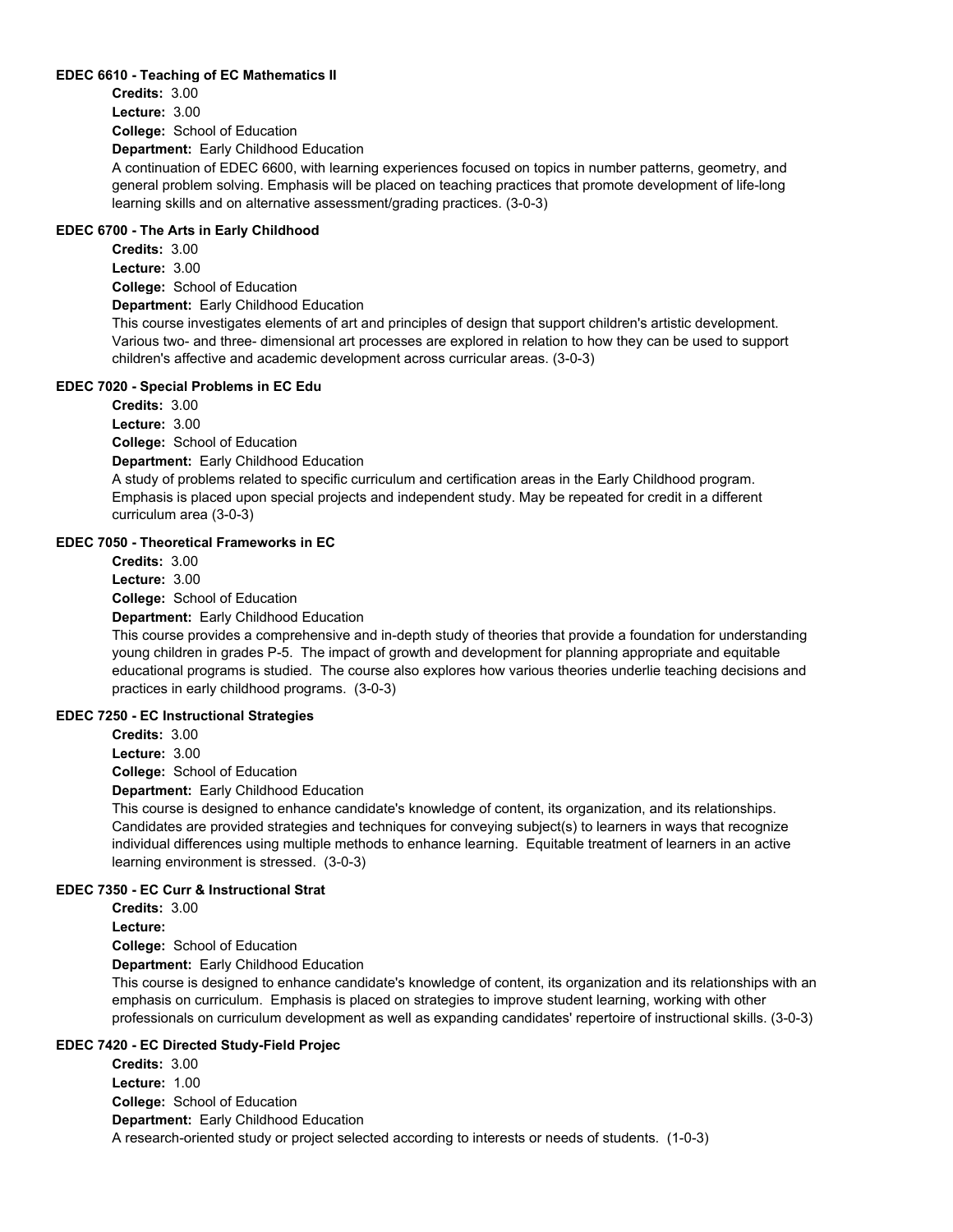#### EDEC 6610 - Teaching of EC Mathematics II

**Credits:** 3.00
**Lecture:** 3.00
**College:** School of Education
**Department:** Early Childhood Education

A continuation of EDEC 6600, with learning experiences focused on topics in number patterns, geometry, and general problem solving. Emphasis will be placed on teaching practices that promote development of life-long learning skills and on alternative assessment/grading practices. (3-0-3)

#### EDEC 6700 - The Arts in Early Childhood

**Credits:** 3.00
**Lecture:** 3.00
**College:** School of Education
**Department:** Early Childhood Education

This course investigates elements of art and principles of design that support children's artistic development. Various two- and three- dimensional art processes are explored in relation to how they can be used to support children's affective and academic development across curricular areas. (3-0-3)

#### EDEC 7020 - Special Problems in EC Edu

**Credits:** 3.00
**Lecture:** 3.00
**College:** School of Education
**Department:** Early Childhood Education

A study of problems related to specific curriculum and certification areas in the Early Childhood program. Emphasis is placed upon special projects and independent study. May be repeated for credit in a different curriculum area (3-0-3)

#### EDEC 7050 - Theoretical Frameworks in EC

**Credits:** 3.00
**Lecture:** 3.00
**College:** School of Education
**Department:** Early Childhood Education

This course provides a comprehensive and in-depth study of theories that provide a foundation for understanding young children in grades P-5. The impact of growth and development for planning appropriate and equitable educational programs is studied. The course also explores how various theories underlie teaching decisions and practices in early childhood programs. (3-0-3)

#### EDEC 7250 - EC Instructional Strategies

**Credits:** 3.00
**Lecture:** 3.00
**College:** School of Education
**Department:** Early Childhood Education

This course is designed to enhance candidate's knowledge of content, its organization, and its relationships. Candidates are provided strategies and techniques for conveying subject(s) to learners in ways that recognize individual differences using multiple methods to enhance learning. Equitable treatment of learners in an active learning environment is stressed. (3-0-3)

#### EDEC 7350 - EC Curr & Instructional Strat

**Credits:** 3.00
**Lecture:**
**College:** School of Education
**Department:** Early Childhood Education

This course is designed to enhance candidate's knowledge of content, its organization and its relationships with an emphasis on curriculum. Emphasis is placed on strategies to improve student learning, working with other professionals on curriculum development as well as expanding candidates' repertoire of instructional skills. (3-0-3)

#### EDEC 7420 - EC Directed Study-Field Projec

**Credits:** 3.00
**Lecture:** 1.00
**College:** School of Education
**Department:** Early Childhood Education

A research-oriented study or project selected according to interests or needs of students. (1-0-3)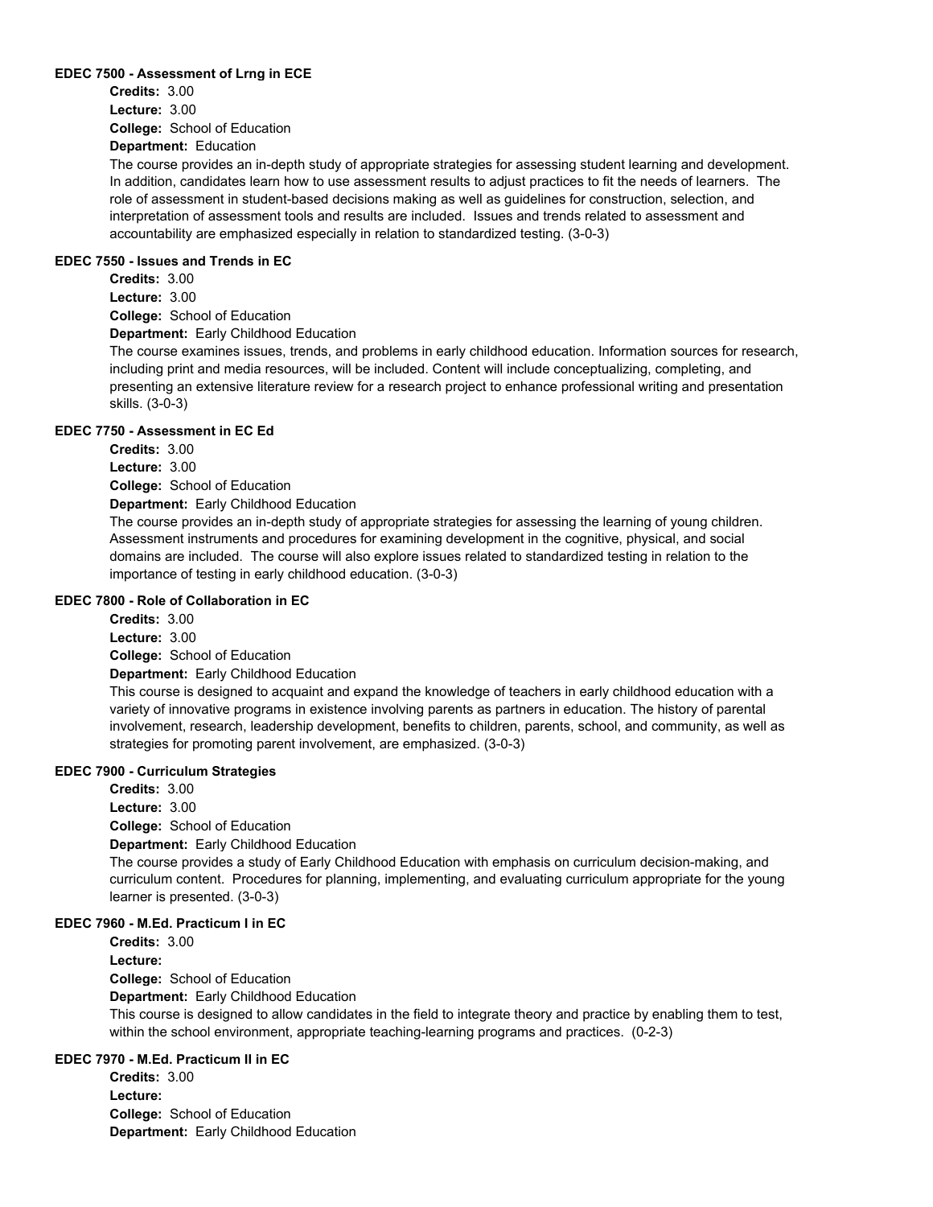#### EDEC 7500 - Assessment of Lrng in ECE

**Credits:** 3.00
**Lecture:** 3.00
**College:** School of Education
**Department:** Education

The course provides an in-depth study of appropriate strategies for assessing student learning and development. In addition, candidates learn how to use assessment results to adjust practices to fit the needs of learners. The role of assessment in student-based decisions making as well as guidelines for construction, selection, and interpretation of assessment tools and results are included. Issues and trends related to assessment and accountability are emphasized especially in relation to standardized testing. (3-0-3)

#### EDEC 7550 - Issues and Trends in EC

**Credits:** 3.00
**Lecture:** 3.00
**College:** School of Education
**Department:** Early Childhood Education

The course examines issues, trends, and problems in early childhood education. Information sources for research, including print and media resources, will be included. Content will include conceptualizing, completing, and presenting an extensive literature review for a research project to enhance professional writing and presentation skills. (3-0-3)

#### EDEC 7750 - Assessment in EC Ed

**Credits:** 3.00
**Lecture:** 3.00
**College:** School of Education
**Department:** Early Childhood Education

The course provides an in-depth study of appropriate strategies for assessing the learning of young children. Assessment instruments and procedures for examining development in the cognitive, physical, and social domains are included. The course will also explore issues related to standardized testing in relation to the importance of testing in early childhood education. (3-0-3)

#### EDEC 7800 - Role of Collaboration in EC

**Credits:** 3.00
**Lecture:** 3.00
**College:** School of Education
**Department:** Early Childhood Education

This course is designed to acquaint and expand the knowledge of teachers in early childhood education with a variety of innovative programs in existence involving parents as partners in education. The history of parental involvement, research, leadership development, benefits to children, parents, school, and community, as well as strategies for promoting parent involvement, are emphasized. (3-0-3)

#### EDEC 7900 - Curriculum Strategies

**Credits:** 3.00
**Lecture:** 3.00
**College:** School of Education
**Department:** Early Childhood Education

The course provides a study of Early Childhood Education with emphasis on curriculum decision-making, and curriculum content. Procedures for planning, implementing, and evaluating curriculum appropriate for the young learner is presented. (3-0-3)

#### EDEC 7960 - M.Ed. Practicum I in EC

**Credits:** 3.00
**Lecture:**
**College:** School of Education
**Department:** Early Childhood Education

This course is designed to allow candidates in the field to integrate theory and practice by enabling them to test, within the school environment, appropriate teaching-learning programs and practices. (0-2-3)

#### EDEC 7970 - M.Ed. Practicum II in EC

**Credits:** 3.00
**Lecture:**
**College:** School of Education
**Department:** Early Childhood Education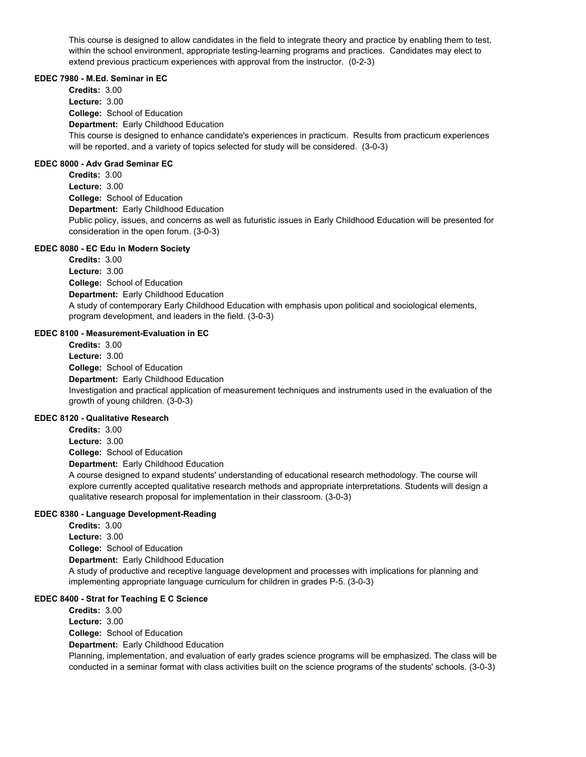This course is designed to allow candidates in the field to integrate theory and practice by enabling them to test, within the school environment, appropriate testing-learning programs and practices. Candidates may elect to extend previous practicum experiences with approval from the instructor. (0-2-3)

#### EDEC 7980 - M.Ed. Seminar in EC

**Credits:** 3.00
**Lecture:** 3.00
**College:** School of Education
**Department:** Early Childhood Education
This course is designed to enhance candidate's experiences in practicum. Results from practicum experiences will be reported, and a variety of topics selected for study will be considered. (3-0-3)

#### EDEC 8000 - Adv Grad Seminar EC

**Credits:** 3.00
**Lecture:** 3.00
**College:** School of Education
**Department:** Early Childhood Education
Public policy, issues, and concerns as well as futuristic issues in Early Childhood Education will be presented for consideration in the open forum. (3-0-3)

#### EDEC 8080 - EC Edu in Modern Society

**Credits:** 3.00
**Lecture:** 3.00
**College:** School of Education
**Department:** Early Childhood Education
A study of contemporary Early Childhood Education with emphasis upon political and sociological elements, program development, and leaders in the field. (3-0-3)

#### EDEC 8100 - Measurement-Evaluation in EC

**Credits:** 3.00
**Lecture:** 3.00
**College:** School of Education
**Department:** Early Childhood Education
Investigation and practical application of measurement techniques and instruments used in the evaluation of the growth of young children. (3-0-3)

#### EDEC 8120 - Qualitative Research

**Credits:** 3.00
**Lecture:** 3.00
**College:** School of Education
**Department:** Early Childhood Education
A course designed to expand students' understanding of educational research methodology. The course will explore currently accepted qualitative research methods and appropriate interpretations. Students will design a qualitative research proposal for implementation in their classroom. (3-0-3)

#### EDEC 8380 - Language Development-Reading

**Credits:** 3.00
**Lecture:** 3.00
**College:** School of Education
**Department:** Early Childhood Education
A study of productive and receptive language development and processes with implications for planning and implementing appropriate language curriculum for children in grades P-5. (3-0-3)

#### EDEC 8400 - Strat for Teaching E C Science

**Credits:** 3.00
**Lecture:** 3.00
**College:** School of Education
**Department:** Early Childhood Education
Planning, implementation, and evaluation of early grades science programs will be emphasized. The class will be conducted in a seminar format with class activities built on the science programs of the students' schools. (3-0-3)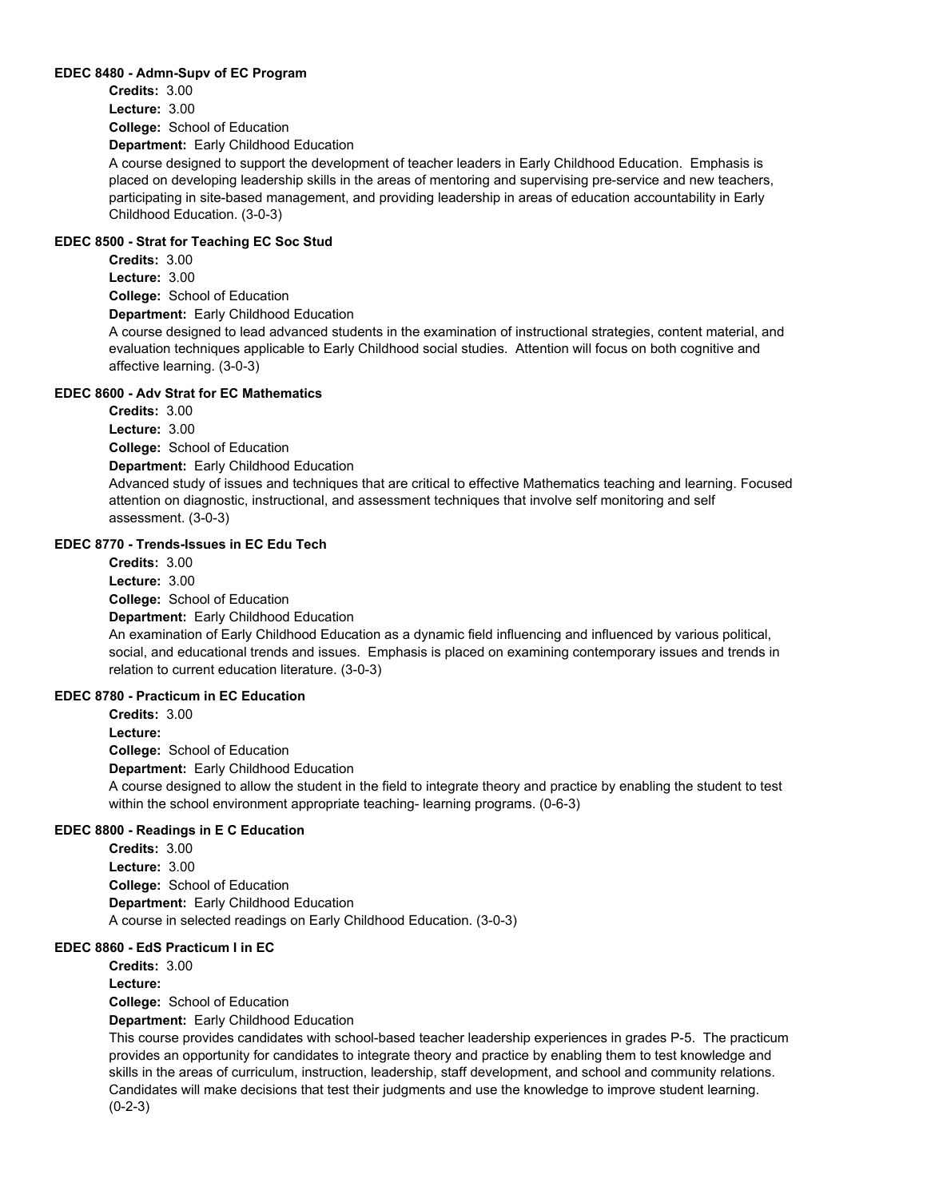#### EDEC 8480 - Admn-Supv of EC Program

**Credits:** 3.00
**Lecture:** 3.00
**College:** School of Education
**Department:** Early Childhood Education

A course designed to support the development of teacher leaders in Early Childhood Education. Emphasis is placed on developing leadership skills in the areas of mentoring and supervising pre-service and new teachers, participating in site-based management, and providing leadership in areas of education accountability in Early Childhood Education. (3-0-3)

#### EDEC 8500 - Strat for Teaching EC Soc Stud

**Credits:** 3.00
**Lecture:** 3.00
**College:** School of Education
**Department:** Early Childhood Education

A course designed to lead advanced students in the examination of instructional strategies, content material, and evaluation techniques applicable to Early Childhood social studies. Attention will focus on both cognitive and affective learning. (3-0-3)

#### EDEC 8600 - Adv Strat for EC Mathematics

**Credits:** 3.00
**Lecture:** 3.00
**College:** School of Education
**Department:** Early Childhood Education

Advanced study of issues and techniques that are critical to effective Mathematics teaching and learning. Focused attention on diagnostic, instructional, and assessment techniques that involve self monitoring and self assessment. (3-0-3)

#### EDEC 8770 - Trends-Issues in EC Edu Tech

**Credits:** 3.00
**Lecture:** 3.00
**College:** School of Education
**Department:** Early Childhood Education

An examination of Early Childhood Education as a dynamic field influencing and influenced by various political, social, and educational trends and issues. Emphasis is placed on examining contemporary issues and trends in relation to current education literature. (3-0-3)

#### EDEC 8780 - Practicum in EC Education

**Credits:** 3.00
**Lecture:**
**College:** School of Education
**Department:** Early Childhood Education

A course designed to allow the student in the field to integrate theory and practice by enabling the student to test within the school environment appropriate teaching- learning programs. (0-6-3)

#### EDEC 8800 - Readings in E C Education

**Credits:** 3.00
**Lecture:** 3.00
**College:** School of Education
**Department:** Early Childhood Education

A course in selected readings on Early Childhood Education. (3-0-3)

#### EDEC 8860 - EdS Practicum I in EC

**Credits:** 3.00
**Lecture:**
**College:** School of Education
**Department:** Early Childhood Education

This course provides candidates with school-based teacher leadership experiences in grades P-5. The practicum provides an opportunity for candidates to integrate theory and practice by enabling them to test knowledge and skills in the areas of curriculum, instruction, leadership, staff development, and school and community relations. Candidates will make decisions that test their judgments and use the knowledge to improve student learning. (0-2-3)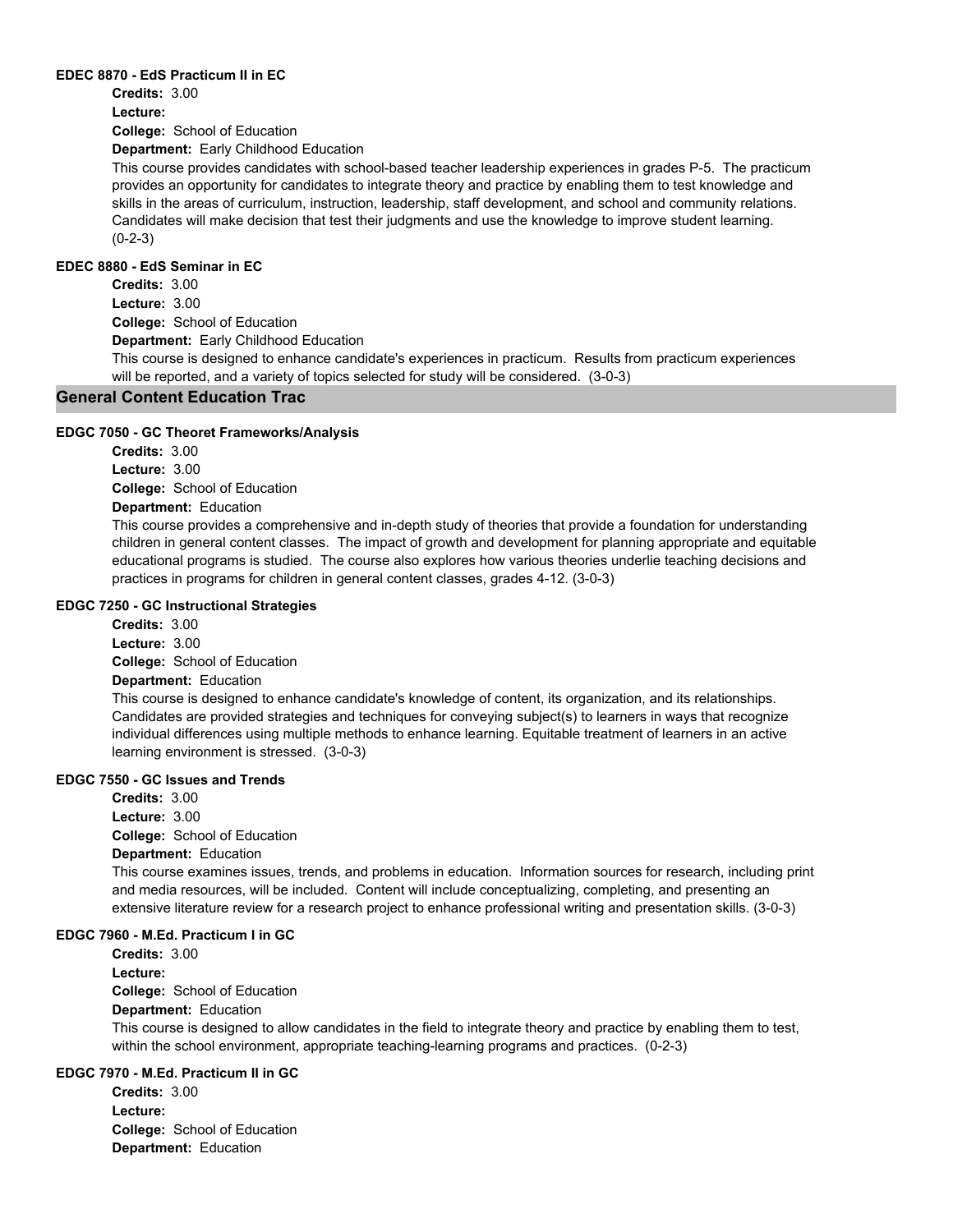#### EDEC 8870 - EdS Practicum II in EC

**Credits:** 3.00
**Lecture:**
**College:** School of Education
**Department:** Early Childhood Education

This course provides candidates with school-based teacher leadership experiences in grades P-5. The practicum provides an opportunity for candidates to integrate theory and practice by enabling them to test knowledge and skills in the areas of curriculum, instruction, leadership, staff development, and school and community relations. Candidates will make decision that test their judgments and use the knowledge to improve student learning. (0-2-3)

#### EDEC 8880 - EdS Seminar in EC

**Credits:** 3.00
**Lecture:** 3.00
**College:** School of Education
**Department:** Early Childhood Education

This course is designed to enhance candidate's experiences in practicum. Results from practicum experiences will be reported, and a variety of topics selected for study will be considered. (3-0-3)

## General Content Education Trac

#### EDGC 7050 - GC Theoret Frameworks/Analysis

**Credits:** 3.00
**Lecture:** 3.00
**College:** School of Education
**Department:** Education

This course provides a comprehensive and in-depth study of theories that provide a foundation for understanding children in general content classes. The impact of growth and development for planning appropriate and equitable educational programs is studied. The course also explores how various theories underlie teaching decisions and practices in programs for children in general content classes, grades 4-12. (3-0-3)

#### EDGC 7250 - GC Instructional Strategies

**Credits:** 3.00
**Lecture:** 3.00
**College:** School of Education
**Department:** Education

This course is designed to enhance candidate's knowledge of content, its organization, and its relationships. Candidates are provided strategies and techniques for conveying subject(s) to learners in ways that recognize individual differences using multiple methods to enhance learning. Equitable treatment of learners in an active learning environment is stressed. (3-0-3)

#### EDGC 7550 - GC Issues and Trends

**Credits:** 3.00
**Lecture:** 3.00
**College:** School of Education
**Department:** Education

This course examines issues, trends, and problems in education. Information sources for research, including print and media resources, will be included. Content will include conceptualizing, completing, and presenting an extensive literature review for a research project to enhance professional writing and presentation skills. (3-0-3)

#### EDGC 7960 - M.Ed. Practicum I in GC

**Credits:** 3.00
**Lecture:**
**College:** School of Education
**Department:** Education

This course is designed to allow candidates in the field to integrate theory and practice by enabling them to test, within the school environment, appropriate teaching-learning programs and practices. (0-2-3)

#### EDGC 7970 - M.Ed. Practicum II in GC

**Credits:** 3.00
**Lecture:**
**College:** School of Education
**Department:** Education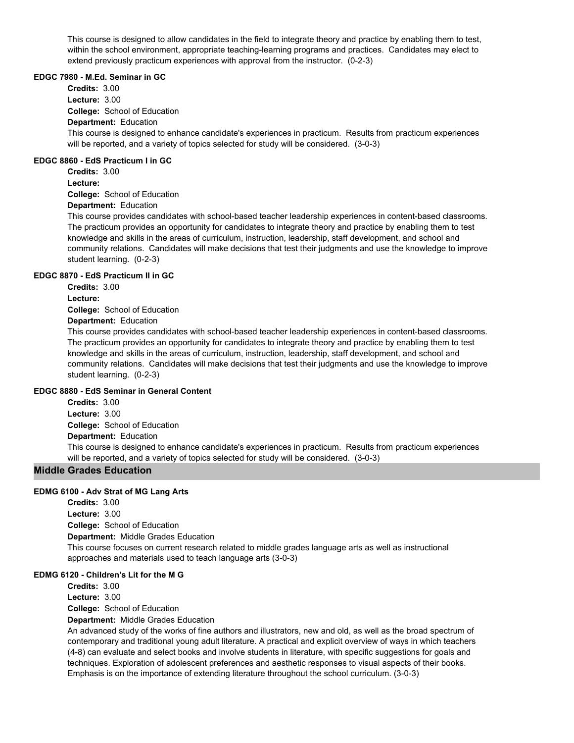This course is designed to allow candidates in the field to integrate theory and practice by enabling them to test, within the school environment, appropriate teaching-learning programs and practices. Candidates may elect to extend previously practicum experiences with approval from the instructor. (0-2-3)

#### EDGC 7980 - M.Ed. Seminar in GC

**Credits:** 3.00
**Lecture:** 3.00
**College:** School of Education
**Department:** Education

This course is designed to enhance candidate's experiences in practicum. Results from practicum experiences will be reported, and a variety of topics selected for study will be considered. (3-0-3)

#### EDGC 8860 - EdS Practicum I in GC

**Credits:** 3.00
**Lecture:**
**College:** School of Education
**Department:** Education

This course provides candidates with school-based teacher leadership experiences in content-based classrooms. The practicum provides an opportunity for candidates to integrate theory and practice by enabling them to test knowledge and skills in the areas of curriculum, instruction, leadership, staff development, and school and community relations. Candidates will make decisions that test their judgments and use the knowledge to improve student learning. (0-2-3)

#### EDGC 8870 - EdS Practicum II in GC

**Credits:** 3.00
**Lecture:**
**College:** School of Education
**Department:** Education

This course provides candidates with school-based teacher leadership experiences in content-based classrooms. The practicum provides an opportunity for candidates to integrate theory and practice by enabling them to test knowledge and skills in the areas of curriculum, instruction, leadership, staff development, and school and community relations. Candidates will make decisions that test their judgments and use the knowledge to improve student learning. (0-2-3)

#### EDGC 8880 - EdS Seminar in General Content

**Credits:** 3.00
**Lecture:** 3.00
**College:** School of Education
**Department:** Education

This course is designed to enhance candidate's experiences in practicum. Results from practicum experiences will be reported, and a variety of topics selected for study will be considered. (3-0-3)

## Middle Grades Education

#### EDMG 6100 - Adv Strat of MG Lang Arts

**Credits:** 3.00
**Lecture:** 3.00
**College:** School of Education
**Department:** Middle Grades Education

This course focuses on current research related to middle grades language arts as well as instructional approaches and materials used to teach language arts (3-0-3)

#### EDMG 6120 - Children's Lit for the M G

**Credits:** 3.00
**Lecture:** 3.00
**College:** School of Education
**Department:** Middle Grades Education

An advanced study of the works of fine authors and illustrators, new and old, as well as the broad spectrum of contemporary and traditional young adult literature. A practical and explicit overview of ways in which teachers (4-8) can evaluate and select books and involve students in literature, with specific suggestions for goals and techniques. Exploration of adolescent preferences and aesthetic responses to visual aspects of their books. Emphasis is on the importance of extending literature throughout the school curriculum. (3-0-3)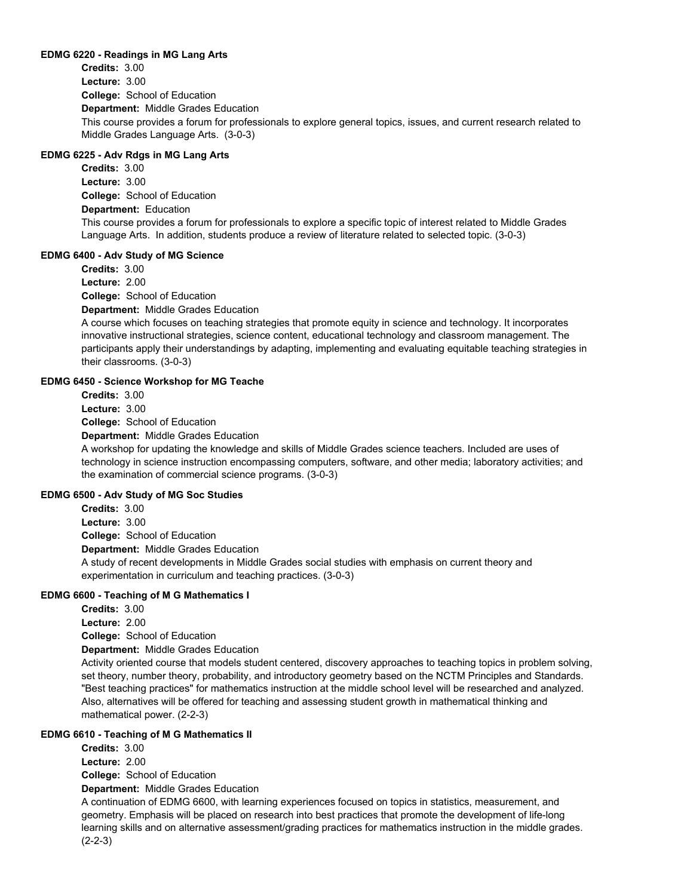### EDMG 6220 - Readings in MG Lang Arts

**Credits:** 3.00
**Lecture:** 3.00
**College:** School of Education
**Department:** Middle Grades Education

This course provides a forum for professionals to explore general topics, issues, and current research related to Middle Grades Language Arts. (3-0-3)

### EDMG 6225 - Adv Rdgs in MG Lang Arts

**Credits:** 3.00
**Lecture:** 3.00
**College:** School of Education
**Department:** Education

This course provides a forum for professionals to explore a specific topic of interest related to Middle Grades Language Arts. In addition, students produce a review of literature related to selected topic. (3-0-3)

### EDMG 6400 - Adv Study of MG Science

**Credits:** 3.00
**Lecture:** 2.00
**College:** School of Education
**Department:** Middle Grades Education

A course which focuses on teaching strategies that promote equity in science and technology. It incorporates innovative instructional strategies, science content, educational technology and classroom management. The participants apply their understandings by adapting, implementing and evaluating equitable teaching strategies in their classrooms. (3-0-3)

### EDMG 6450 - Science Workshop for MG Teache

**Credits:** 3.00
**Lecture:** 3.00
**College:** School of Education
**Department:** Middle Grades Education

A workshop for updating the knowledge and skills of Middle Grades science teachers. Included are uses of technology in science instruction encompassing computers, software, and other media; laboratory activities; and the examination of commercial science programs. (3-0-3)

### EDMG 6500 - Adv Study of MG Soc Studies

**Credits:** 3.00
**Lecture:** 3.00
**College:** School of Education
**Department:** Middle Grades Education

A study of recent developments in Middle Grades social studies with emphasis on current theory and experimentation in curriculum and teaching practices. (3-0-3)

### EDMG 6600 - Teaching of M G Mathematics I

**Credits:** 3.00
**Lecture:** 2.00
**College:** School of Education
**Department:** Middle Grades Education

Activity oriented course that models student centered, discovery approaches to teaching topics in problem solving, set theory, number theory, probability, and introductory geometry based on the NCTM Principles and Standards. "Best teaching practices" for mathematics instruction at the middle school level will be researched and analyzed. Also, alternatives will be offered for teaching and assessing student growth in mathematical thinking and mathematical power. (2-2-3)

### EDMG 6610 - Teaching of M G Mathematics II

**Credits:** 3.00
**Lecture:** 2.00
**College:** School of Education
**Department:** Middle Grades Education

A continuation of EDMG 6600, with learning experiences focused on topics in statistics, measurement, and geometry. Emphasis will be placed on research into best practices that promote the development of life-long learning skills and on alternative assessment/grading practices for mathematics instruction in the middle grades. (2-2-3)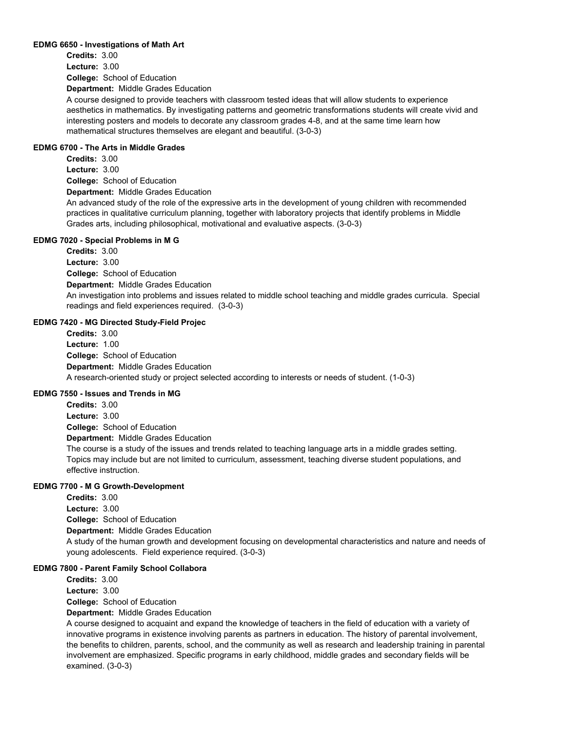#### EDMG 6650 - Investigations of Math Art

**Credits:** 3.00
**Lecture:** 3.00
**College:** School of Education
**Department:** Middle Grades Education

A course designed to provide teachers with classroom tested ideas that will allow students to experience aesthetics in mathematics. By investigating patterns and geometric transformations students will create vivid and interesting posters and models to decorate any classroom grades 4-8, and at the same time learn how mathematical structures themselves are elegant and beautiful. (3-0-3)

#### EDMG 6700 - The Arts in Middle Grades

**Credits:** 3.00
**Lecture:** 3.00
**College:** School of Education
**Department:** Middle Grades Education

An advanced study of the role of the expressive arts in the development of young children with recommended practices in qualitative curriculum planning, together with laboratory projects that identify problems in Middle Grades arts, including philosophical, motivational and evaluative aspects. (3-0-3)

#### EDMG 7020 - Special Problems in M G

**Credits:** 3.00
**Lecture:** 3.00
**College:** School of Education
**Department:** Middle Grades Education

An investigation into problems and issues related to middle school teaching and middle grades curricula. Special readings and field experiences required. (3-0-3)

#### EDMG 7420 - MG Directed Study-Field Projec

**Credits:** 3.00
**Lecture:** 1.00
**College:** School of Education
**Department:** Middle Grades Education

A research-oriented study or project selected according to interests or needs of student. (1-0-3)

#### EDMG 7550 - Issues and Trends in MG

**Credits:** 3.00
**Lecture:** 3.00
**College:** School of Education
**Department:** Middle Grades Education

The course is a study of the issues and trends related to teaching language arts in a middle grades setting. Topics may include but are not limited to curriculum, assessment, teaching diverse student populations, and effective instruction.

#### EDMG 7700 - M G Growth-Development

**Credits:** 3.00
**Lecture:** 3.00
**College:** School of Education
**Department:** Middle Grades Education

A study of the human growth and development focusing on developmental characteristics and nature and needs of young adolescents. Field experience required. (3-0-3)

#### EDMG 7800 - Parent Family School Collabora

**Credits:** 3.00
**Lecture:** 3.00
**College:** School of Education
**Department:** Middle Grades Education

A course designed to acquaint and expand the knowledge of teachers in the field of education with a variety of innovative programs in existence involving parents as partners in education. The history of parental involvement, the benefits to children, parents, school, and the community as well as research and leadership training in parental involvement are emphasized. Specific programs in early childhood, middle grades and secondary fields will be examined. (3-0-3)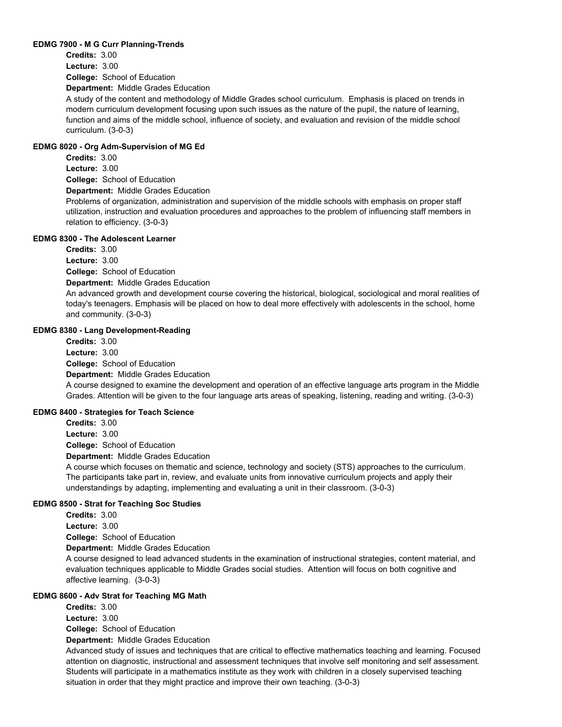**EDMG 7900 - M G Curr Planning-Trends**

**Credits:** 3.00

**Lecture:** 3.00

**College:** School of Education

**Department:** Middle Grades Education

A study of the content and methodology of Middle Grades school curriculum. Emphasis is placed on trends in modern curriculum development focusing upon such issues as the nature of the pupil, the nature of learning, function and aims of the middle school, influence of society, and evaluation and revision of the middle school curriculum. (3-0-3)

**EDMG 8020 - Org Adm-Supervision of MG Ed**

**Credits:** 3.00

**Lecture:** 3.00

**College:** School of Education

**Department:** Middle Grades Education

Problems of organization, administration and supervision of the middle schools with emphasis on proper staff utilization, instruction and evaluation procedures and approaches to the problem of influencing staff members in relation to efficiency. (3-0-3)

**EDMG 8300 - The Adolescent Learner**

**Credits:** 3.00

**Lecture:** 3.00

**College:** School of Education

**Department:** Middle Grades Education

An advanced growth and development course covering the historical, biological, sociological and moral realities of today's teenagers. Emphasis will be placed on how to deal more effectively with adolescents in the school, home and community. (3-0-3)

**EDMG 8380 - Lang Development-Reading**

**Credits:** 3.00

**Lecture:** 3.00

**College:** School of Education

**Department:** Middle Grades Education

A course designed to examine the development and operation of an effective language arts program in the Middle Grades. Attention will be given to the four language arts areas of speaking, listening, reading and writing. (3-0-3)

**EDMG 8400 - Strategies for Teach Science**

**Credits:** 3.00

**Lecture:** 3.00

**College:** School of Education

**Department:** Middle Grades Education

A course which focuses on thematic and science, technology and society (STS) approaches to the curriculum. The participants take part in, review, and evaluate units from innovative curriculum projects and apply their understandings by adapting, implementing and evaluating a unit in their classroom. (3-0-3)

**EDMG 8500 - Strat for Teaching Soc Studies**

**Credits:** 3.00

**Lecture:** 3.00

**College:** School of Education

**Department:** Middle Grades Education

A course designed to lead advanced students in the examination of instructional strategies, content material, and evaluation techniques applicable to Middle Grades social studies. Attention will focus on both cognitive and affective learning. (3-0-3)

**EDMG 8600 - Adv Strat for Teaching MG Math**

**Credits:** 3.00

**Lecture:** 3.00

**College:** School of Education

**Department:** Middle Grades Education

Advanced study of issues and techniques that are critical to effective mathematics teaching and learning. Focused attention on diagnostic, instructional and assessment techniques that involve self monitoring and self assessment. Students will participate in a mathematics institute as they work with children in a closely supervised teaching situation in order that they might practice and improve their own teaching. (3-0-3)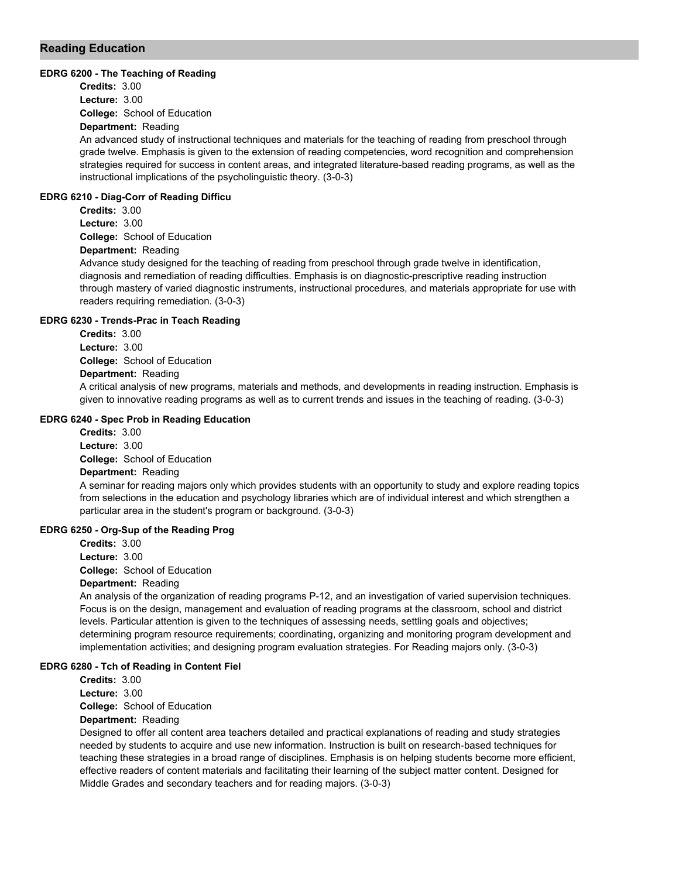## Reading Education

### EDRG 6200 - The Teaching of Reading

**Credits:** 3.00
**Lecture:** 3.00
**College:** School of Education
**Department:** Reading

An advanced study of instructional techniques and materials for the teaching of reading from preschool through grade twelve. Emphasis is given to the extension of reading competencies, word recognition and comprehension strategies required for success in content areas, and integrated literature-based reading programs, as well as the instructional implications of the psycholinguistic theory. (3-0-3)

### EDRG 6210 - Diag-Corr of Reading Difficu

**Credits:** 3.00
**Lecture:** 3.00
**College:** School of Education
**Department:** Reading

Advance study designed for the teaching of reading from preschool through grade twelve in identification, diagnosis and remediation of reading difficulties. Emphasis is on diagnostic-prescriptive reading instruction through mastery of varied diagnostic instruments, instructional procedures, and materials appropriate for use with readers requiring remediation. (3-0-3)

### EDRG 6230 - Trends-Prac in Teach Reading

**Credits:** 3.00
**Lecture:** 3.00
**College:** School of Education
**Department:** Reading

A critical analysis of new programs, materials and methods, and developments in reading instruction. Emphasis is given to innovative reading programs as well as to current trends and issues in the teaching of reading. (3-0-3)

### EDRG 6240 - Spec Prob in Reading Education

**Credits:** 3.00
**Lecture:** 3.00
**College:** School of Education
**Department:** Reading

A seminar for reading majors only which provides students with an opportunity to study and explore reading topics from selections in the education and psychology libraries which are of individual interest and which strengthen a particular area in the student's program or background. (3-0-3)

### EDRG 6250 - Org-Sup of the Reading Prog

**Credits:** 3.00
**Lecture:** 3.00
**College:** School of Education
**Department:** Reading

An analysis of the organization of reading programs P-12, and an investigation of varied supervision techniques. Focus is on the design, management and evaluation of reading programs at the classroom, school and district levels. Particular attention is given to the techniques of assessing needs, settling goals and objectives; determining program resource requirements; coordinating, organizing and monitoring program development and implementation activities; and designing program evaluation strategies. For Reading majors only. (3-0-3)

### EDRG 6280 - Tch of Reading in Content Fiel

**Credits:** 3.00
**Lecture:** 3.00
**College:** School of Education
**Department:** Reading

Designed to offer all content area teachers detailed and practical explanations of reading and study strategies needed by students to acquire and use new information. Instruction is built on research-based techniques for teaching these strategies in a broad range of disciplines. Emphasis is on helping students become more efficient, effective readers of content materials and facilitating their learning of the subject matter content. Designed for Middle Grades and secondary teachers and for reading majors. (3-0-3)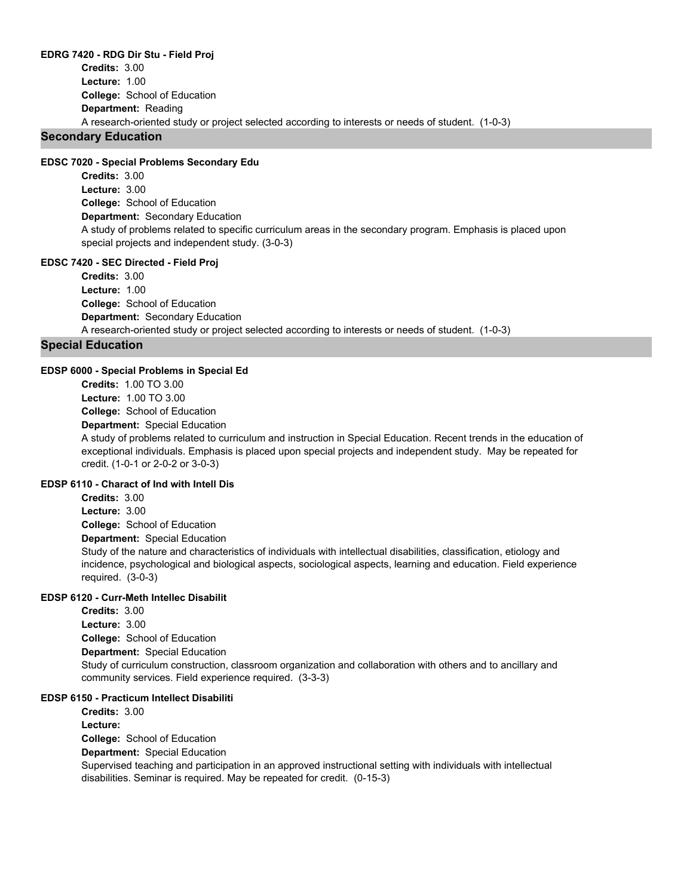#### EDRG 7420 - RDG Dir Stu - Field Proj

**Credits:** 3.00
**Lecture:** 1.00
**College:** School of Education
**Department:** Reading
A research-oriented study or project selected according to interests or needs of student. (1-0-3)

## Secondary Education

#### EDSC 7020 - Special Problems Secondary Edu

**Credits:** 3.00
**Lecture:** 3.00
**College:** School of Education
**Department:** Secondary Education
A study of problems related to specific curriculum areas in the secondary program. Emphasis is placed upon special projects and independent study. (3-0-3)

#### EDSC 7420 - SEC Directed - Field Proj

**Credits:** 3.00
**Lecture:** 1.00
**College:** School of Education
**Department:** Secondary Education
A research-oriented study or project selected according to interests or needs of student. (1-0-3)

## Special Education

#### EDSP 6000 - Special Problems in Special Ed

**Credits:** 1.00 TO 3.00
**Lecture:** 1.00 TO 3.00
**College:** School of Education
**Department:** Special Education
A study of problems related to curriculum and instruction in Special Education. Recent trends in the education of exceptional individuals. Emphasis is placed upon special projects and independent study. May be repeated for credit. (1-0-1 or 2-0-2 or 3-0-3)

#### EDSP 6110 - Charact of Ind with Intell Dis

**Credits:** 3.00
**Lecture:** 3.00
**College:** School of Education
**Department:** Special Education
Study of the nature and characteristics of individuals with intellectual disabilities, classification, etiology and incidence, psychological and biological aspects, sociological aspects, learning and education. Field experience required. (3-0-3)

#### EDSP 6120 - Curr-Meth Intellec Disabilit

**Credits:** 3.00
**Lecture:** 3.00
**College:** School of Education
**Department:** Special Education
Study of curriculum construction, classroom organization and collaboration with others and to ancillary and community services. Field experience required. (3-3-3)

#### EDSP 6150 - Practicum Intellect Disabiliti

**Credits:** 3.00
**Lecture:**
**College:** School of Education
**Department:** Special Education
Supervised teaching and participation in an approved instructional setting with individuals with intellectual disabilities. Seminar is required. May be repeated for credit. (0-15-3)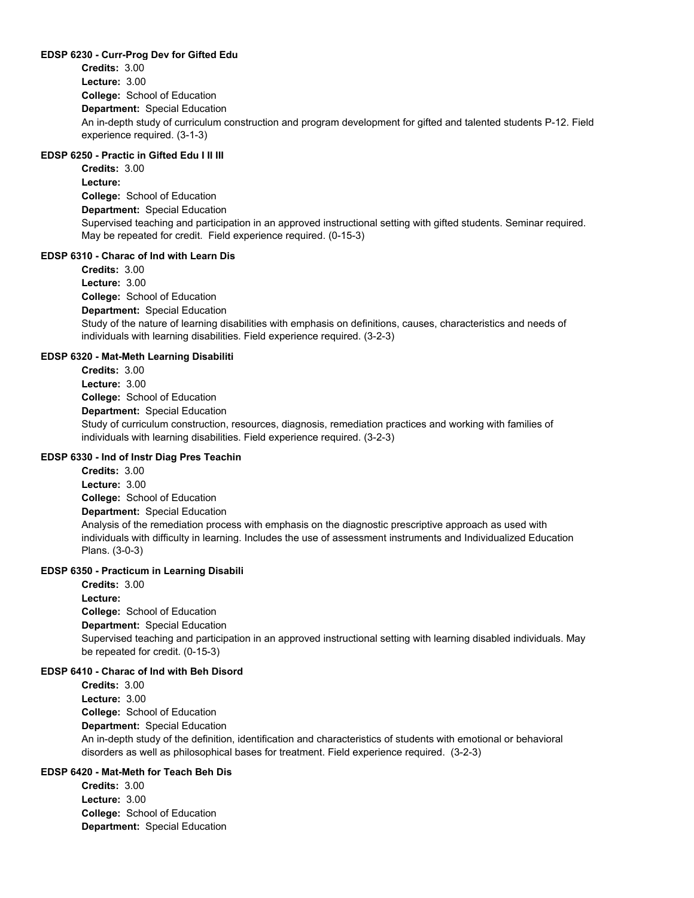#### EDSP 6230 - Curr-Prog Dev for Gifted Edu

**Credits:** 3.00
**Lecture:** 3.00
**College:** School of Education
**Department:** Special Education
An in-depth study of curriculum construction and program development for gifted and talented students P-12. Field experience required. (3-1-3)

#### EDSP 6250 - Practic in Gifted Edu I II III

**Credits:** 3.00
**Lecture:**
**College:** School of Education
**Department:** Special Education
Supervised teaching and participation in an approved instructional setting with gifted students. Seminar required. May be repeated for credit. Field experience required. (0-15-3)

#### EDSP 6310 - Charac of Ind with Learn Dis

**Credits:** 3.00
**Lecture:** 3.00
**College:** School of Education
**Department:** Special Education
Study of the nature of learning disabilities with emphasis on definitions, causes, characteristics and needs of individuals with learning disabilities. Field experience required. (3-2-3)

#### EDSP 6320 - Mat-Meth Learning Disabiliti

**Credits:** 3.00
**Lecture:** 3.00
**College:** School of Education
**Department:** Special Education
Study of curriculum construction, resources, diagnosis, remediation practices and working with families of individuals with learning disabilities. Field experience required. (3-2-3)

#### EDSP 6330 - Ind of Instr Diag Pres Teachin

**Credits:** 3.00
**Lecture:** 3.00
**College:** School of Education
**Department:** Special Education
Analysis of the remediation process with emphasis on the diagnostic prescriptive approach as used with individuals with difficulty in learning. Includes the use of assessment instruments and Individualized Education Plans. (3-0-3)

#### EDSP 6350 - Practicum in Learning Disabili

**Credits:** 3.00
**Lecture:**
**College:** School of Education
**Department:** Special Education
Supervised teaching and participation in an approved instructional setting with learning disabled individuals. May be repeated for credit. (0-15-3)

#### EDSP 6410 - Charac of Ind with Beh Disord

**Credits:** 3.00
**Lecture:** 3.00
**College:** School of Education
**Department:** Special Education
An in-depth study of the definition, identification and characteristics of students with emotional or behavioral disorders as well as philosophical bases for treatment. Field experience required. (3-2-3)

#### EDSP 6420 - Mat-Meth for Teach Beh Dis

**Credits:** 3.00
**Lecture:** 3.00
**College:** School of Education
**Department:** Special Education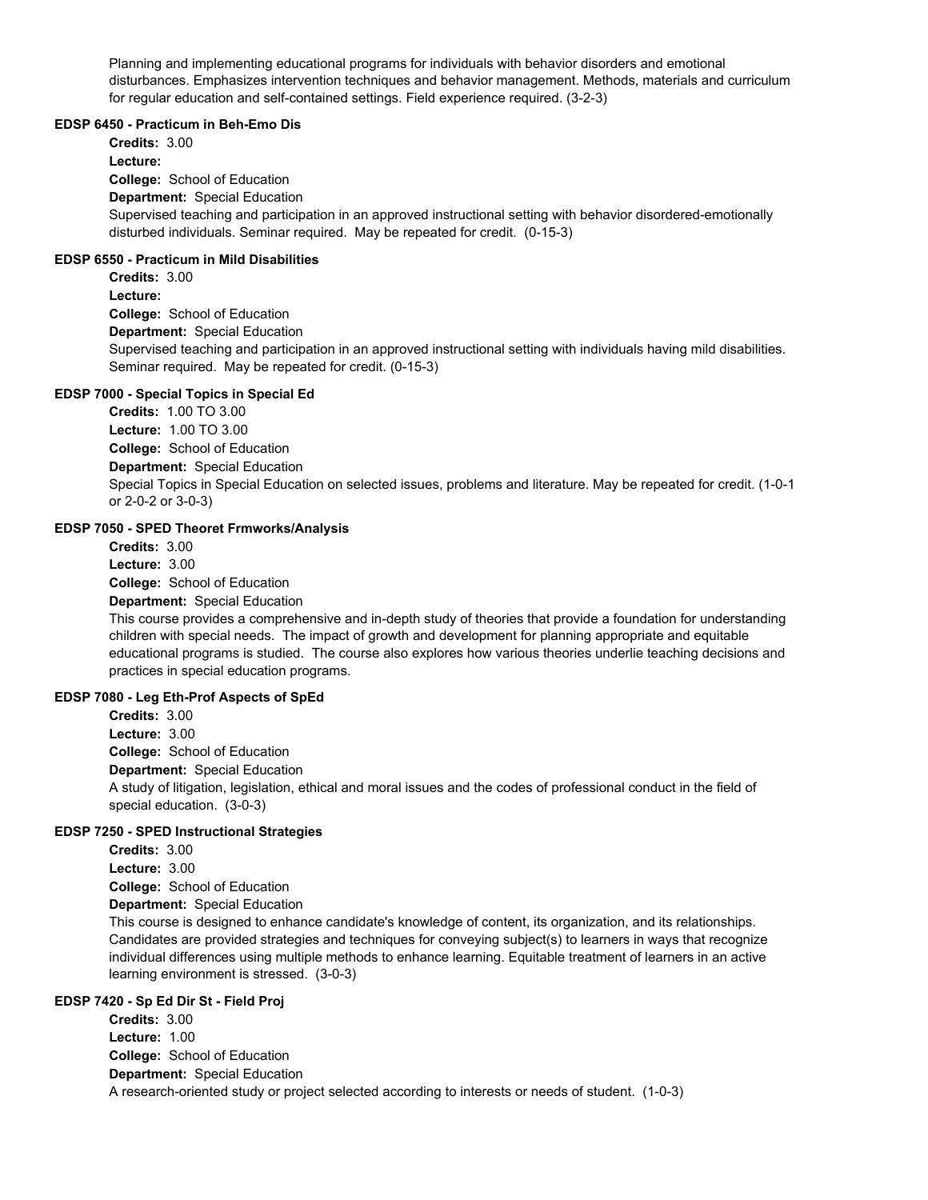Planning and implementing educational programs for individuals with behavior disorders and emotional disturbances. Emphasizes intervention techniques and behavior management. Methods, materials and curriculum for regular education and self-contained settings. Field experience required. (3-2-3)

#### EDSP 6450 - Practicum in Beh-Emo Dis

**Credits:** 3.00
**Lecture:**
**College:** School of Education
**Department:** Special Education
Supervised teaching and participation in an approved instructional setting with behavior disordered-emotionally disturbed individuals. Seminar required. May be repeated for credit. (0-15-3)

#### EDSP 6550 - Practicum in Mild Disabilities

**Credits:** 3.00
**Lecture:**
**College:** School of Education
**Department:** Special Education
Supervised teaching and participation in an approved instructional setting with individuals having mild disabilities. Seminar required. May be repeated for credit. (0-15-3)

#### EDSP 7000 - Special Topics in Special Ed

**Credits:** 1.00 TO 3.00
**Lecture:** 1.00 TO 3.00
**College:** School of Education
**Department:** Special Education
Special Topics in Special Education on selected issues, problems and literature. May be repeated for credit. (1-0-1 or 2-0-2 or 3-0-3)

#### EDSP 7050 - SPED Theoret Frmworks/Analysis

**Credits:** 3.00
**Lecture:** 3.00
**College:** School of Education
**Department:** Special Education
This course provides a comprehensive and in-depth study of theories that provide a foundation for understanding children with special needs. The impact of growth and development for planning appropriate and equitable educational programs is studied. The course also explores how various theories underlie teaching decisions and practices in special education programs.

#### EDSP 7080 - Leg Eth-Prof Aspects of SpEd

**Credits:** 3.00
**Lecture:** 3.00
**College:** School of Education
**Department:** Special Education
A study of litigation, legislation, ethical and moral issues and the codes of professional conduct in the field of special education. (3-0-3)

#### EDSP 7250 - SPED Instructional Strategies

**Credits:** 3.00
**Lecture:** 3.00
**College:** School of Education
**Department:** Special Education
This course is designed to enhance candidate's knowledge of content, its organization, and its relationships. Candidates are provided strategies and techniques for conveying subject(s) to learners in ways that recognize individual differences using multiple methods to enhance learning. Equitable treatment of learners in an active learning environment is stressed. (3-0-3)

#### EDSP 7420 - Sp Ed Dir St - Field Proj

**Credits:** 3.00
**Lecture:** 1.00
**College:** School of Education
**Department:** Special Education
A research-oriented study or project selected according to interests or needs of student. (1-0-3)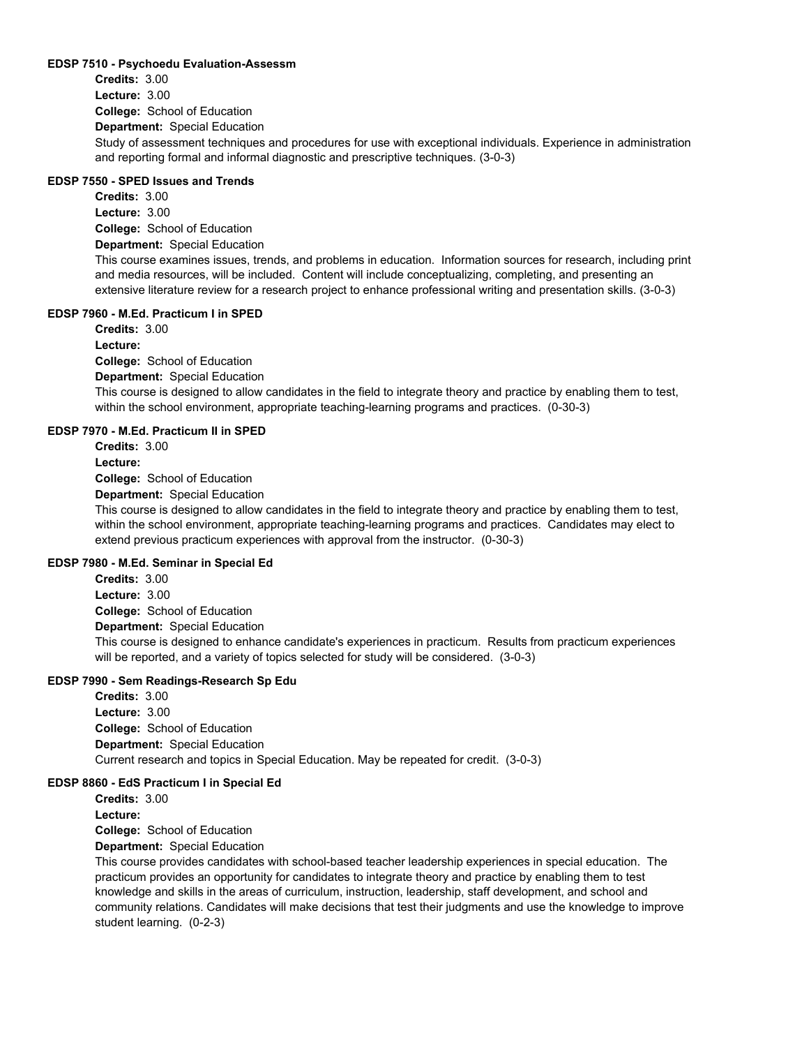#### EDSP 7510 - Psychoedu Evaluation-Assessm

**Credits:** 3.00

**Lecture:** 3.00

**College:** School of Education

**Department:** Special Education

Study of assessment techniques and procedures for use with exceptional individuals. Experience in administration and reporting formal and informal diagnostic and prescriptive techniques. (3-0-3)

#### EDSP 7550 - SPED Issues and Trends

**Credits:** 3.00

**Lecture:** 3.00

**College:** School of Education

**Department:** Special Education

This course examines issues, trends, and problems in education. Information sources for research, including print and media resources, will be included. Content will include conceptualizing, completing, and presenting an extensive literature review for a research project to enhance professional writing and presentation skills. (3-0-3)

#### EDSP 7960 - M.Ed. Practicum I in SPED

**Credits:** 3.00

**Lecture:**

**College:** School of Education

**Department:** Special Education

This course is designed to allow candidates in the field to integrate theory and practice by enabling them to test, within the school environment, appropriate teaching-learning programs and practices. (0-30-3)

#### EDSP 7970 - M.Ed. Practicum II in SPED

**Credits:** 3.00

**Lecture:**

**College:** School of Education

**Department:** Special Education

This course is designed to allow candidates in the field to integrate theory and practice by enabling them to test, within the school environment, appropriate teaching-learning programs and practices. Candidates may elect to extend previous practicum experiences with approval from the instructor. (0-30-3)

#### EDSP 7980 - M.Ed. Seminar in Special Ed

**Credits:** 3.00

**Lecture:** 3.00

**College:** School of Education

**Department:** Special Education

This course is designed to enhance candidate's experiences in practicum. Results from practicum experiences will be reported, and a variety of topics selected for study will be considered. (3-0-3)

#### EDSP 7990 - Sem Readings-Research Sp Edu

**Credits:** 3.00

**Lecture:** 3.00

**College:** School of Education

**Department:** Special Education

Current research and topics in Special Education. May be repeated for credit. (3-0-3)

#### EDSP 8860 - EdS Practicum I in Special Ed

**Credits:** 3.00

**Lecture:**

**College:** School of Education

**Department:** Special Education

This course provides candidates with school-based teacher leadership experiences in special education. The practicum provides an opportunity for candidates to integrate theory and practice by enabling them to test knowledge and skills in the areas of curriculum, instruction, leadership, staff development, and school and community relations. Candidates will make decisions that test their judgments and use the knowledge to improve student learning. (0-2-3)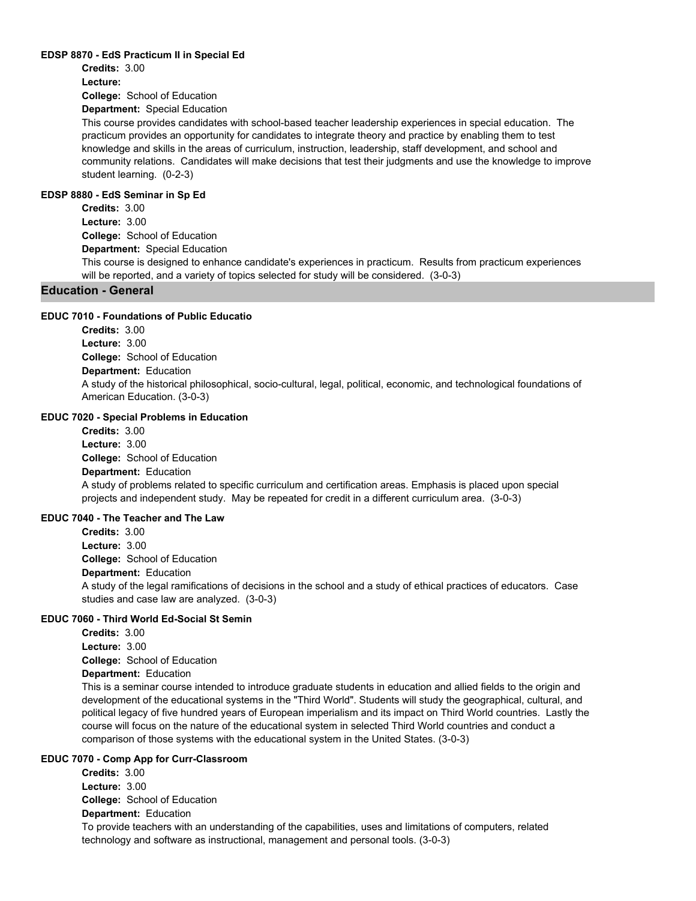**EDSP 8870 - EdS Practicum II in Special Ed**

**Credits:** 3.00

**Lecture:**

**College:** School of Education

**Department:** Special Education

This course provides candidates with school-based teacher leadership experiences in special education. The practicum provides an opportunity for candidates to integrate theory and practice by enabling them to test knowledge and skills in the areas of curriculum, instruction, leadership, staff development, and school and community relations. Candidates will make decisions that test their judgments and use the knowledge to improve student learning. (0-2-3)

**EDSP 8880 - EdS Seminar in Sp Ed**

**Credits:** 3.00

**Lecture:** 3.00

**College:** School of Education

**Department:** Special Education

This course is designed to enhance candidate's experiences in practicum. Results from practicum experiences will be reported, and a variety of topics selected for study will be considered. (3-0-3)

## Education - General

**EDUC 7010 - Foundations of Public Educatio**

**Credits:** 3.00

**Lecture:** 3.00

**College:** School of Education

**Department:** Education

A study of the historical philosophical, socio-cultural, legal, political, economic, and technological foundations of American Education. (3-0-3)

**EDUC 7020 - Special Problems in Education**

**Credits:** 3.00

**Lecture:** 3.00

**College:** School of Education

**Department:** Education

A study of problems related to specific curriculum and certification areas. Emphasis is placed upon special projects and independent study. May be repeated for credit in a different curriculum area. (3-0-3)

**EDUC 7040 - The Teacher and The Law**

**Credits:** 3.00

**Lecture:** 3.00

**College:** School of Education

**Department:** Education

A study of the legal ramifications of decisions in the school and a study of ethical practices of educators. Case studies and case law are analyzed. (3-0-3)

**EDUC 7060 - Third World Ed-Social St Semin**

**Credits:** 3.00

**Lecture:** 3.00

**College:** School of Education

**Department:** Education

This is a seminar course intended to introduce graduate students in education and allied fields to the origin and development of the educational systems in the "Third World". Students will study the geographical, cultural, and political legacy of five hundred years of European imperialism and its impact on Third World countries. Lastly the course will focus on the nature of the educational system in selected Third World countries and conduct a comparison of those systems with the educational system in the United States. (3-0-3)

**EDUC 7070 - Comp App for Curr-Classroom**

**Credits:** 3.00

**Lecture:** 3.00

**College:** School of Education

**Department:** Education

To provide teachers with an understanding of the capabilities, uses and limitations of computers, related technology and software as instructional, management and personal tools. (3-0-3)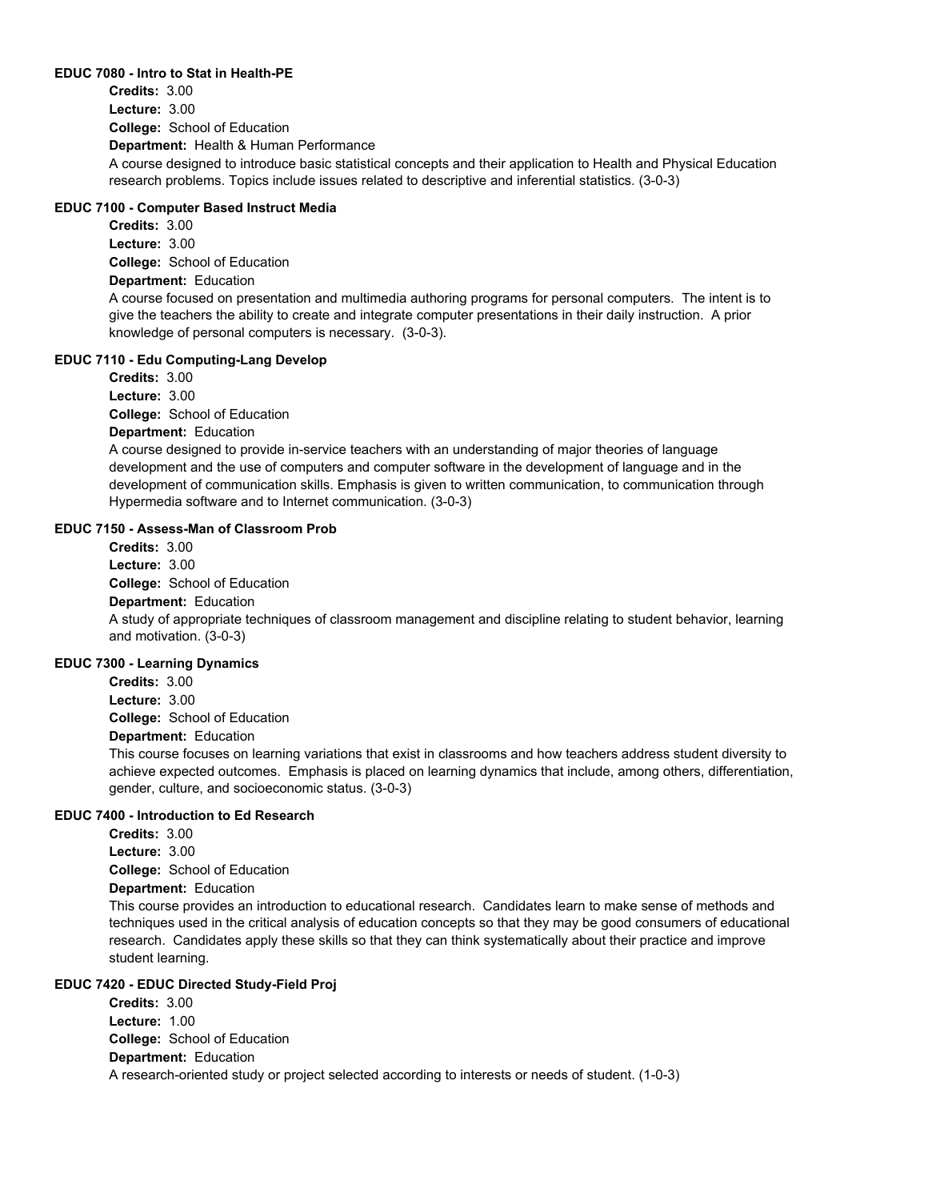### EDUC 7080 - Intro to Stat in Health-PE

**Credits:** 3.00

**Lecture:** 3.00

**College:** School of Education

**Department:** Health & Human Performance

A course designed to introduce basic statistical concepts and their application to Health and Physical Education research problems. Topics include issues related to descriptive and inferential statistics. (3-0-3)

### EDUC 7100 - Computer Based Instruct Media

**Credits:** 3.00

**Lecture:** 3.00

**College:** School of Education

**Department:** Education

A course focused on presentation and multimedia authoring programs for personal computers. The intent is to give the teachers the ability to create and integrate computer presentations in their daily instruction. A prior knowledge of personal computers is necessary. (3-0-3).

### EDUC 7110 - Edu Computing-Lang Develop

**Credits:** 3.00

**Lecture:** 3.00

**College:** School of Education

**Department:** Education

A course designed to provide in-service teachers with an understanding of major theories of language development and the use of computers and computer software in the development of language and in the development of communication skills. Emphasis is given to written communication, to communication through Hypermedia software and to Internet communication. (3-0-3)

### EDUC 7150 - Assess-Man of Classroom Prob

**Credits:** 3.00

**Lecture:** 3.00

**College:** School of Education

**Department:** Education

A study of appropriate techniques of classroom management and discipline relating to student behavior, learning and motivation. (3-0-3)

### EDUC 7300 - Learning Dynamics

**Credits:** 3.00

**Lecture:** 3.00

**College:** School of Education

**Department:** Education

This course focuses on learning variations that exist in classrooms and how teachers address student diversity to achieve expected outcomes. Emphasis is placed on learning dynamics that include, among others, differentiation, gender, culture, and socioeconomic status. (3-0-3)

### EDUC 7400 - Introduction to Ed Research

**Credits:** 3.00

**Lecture:** 3.00

**College:** School of Education

**Department:** Education

This course provides an introduction to educational research. Candidates learn to make sense of methods and techniques used in the critical analysis of education concepts so that they may be good consumers of educational research. Candidates apply these skills so that they can think systematically about their practice and improve student learning.

### EDUC 7420 - EDUC Directed Study-Field Proj

**Credits:** 3.00

**Lecture:** 1.00

**College:** School of Education

**Department:** Education

A research-oriented study or project selected according to interests or needs of student. (1-0-3)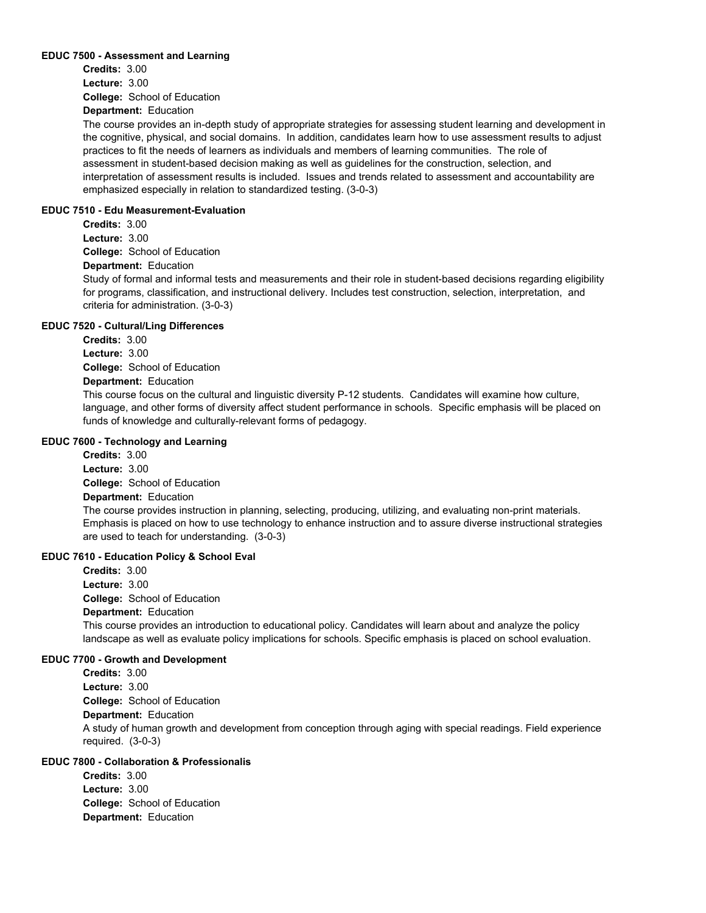#### EDUC 7500 - Assessment and Learning

**Credits:** 3.00
**Lecture:** 3.00
**College:** School of Education
**Department:** Education

The course provides an in-depth study of appropriate strategies for assessing student learning and development in the cognitive, physical, and social domains. In addition, candidates learn how to use assessment results to adjust practices to fit the needs of learners as individuals and members of learning communities. The role of assessment in student-based decision making as well as guidelines for the construction, selection, and interpretation of assessment results is included. Issues and trends related to assessment and accountability are emphasized especially in relation to standardized testing. (3-0-3)

#### EDUC 7510 - Edu Measurement-Evaluation

**Credits:** 3.00
**Lecture:** 3.00
**College:** School of Education
**Department:** Education

Study of formal and informal tests and measurements and their role in student-based decisions regarding eligibility for programs, classification, and instructional delivery. Includes test construction, selection, interpretation, and criteria for administration. (3-0-3)

#### EDUC 7520 - Cultural/Ling Differences

**Credits:** 3.00
**Lecture:** 3.00
**College:** School of Education
**Department:** Education

This course focus on the cultural and linguistic diversity P-12 students. Candidates will examine how culture, language, and other forms of diversity affect student performance in schools. Specific emphasis will be placed on funds of knowledge and culturally-relevant forms of pedagogy.

#### EDUC 7600 - Technology and Learning

**Credits:** 3.00
**Lecture:** 3.00
**College:** School of Education
**Department:** Education

The course provides instruction in planning, selecting, producing, utilizing, and evaluating non-print materials. Emphasis is placed on how to use technology to enhance instruction and to assure diverse instructional strategies are used to teach for understanding. (3-0-3)

#### EDUC 7610 - Education Policy & School Eval

**Credits:** 3.00
**Lecture:** 3.00
**College:** School of Education
**Department:** Education

This course provides an introduction to educational policy. Candidates will learn about and analyze the policy landscape as well as evaluate policy implications for schools. Specific emphasis is placed on school evaluation.

#### EDUC 7700 - Growth and Development

**Credits:** 3.00
**Lecture:** 3.00
**College:** School of Education
**Department:** Education

A study of human growth and development from conception through aging with special readings. Field experience required. (3-0-3)

#### EDUC 7800 - Collaboration & Professionalis

**Credits:** 3.00
**Lecture:** 3.00
**College:** School of Education
**Department:** Education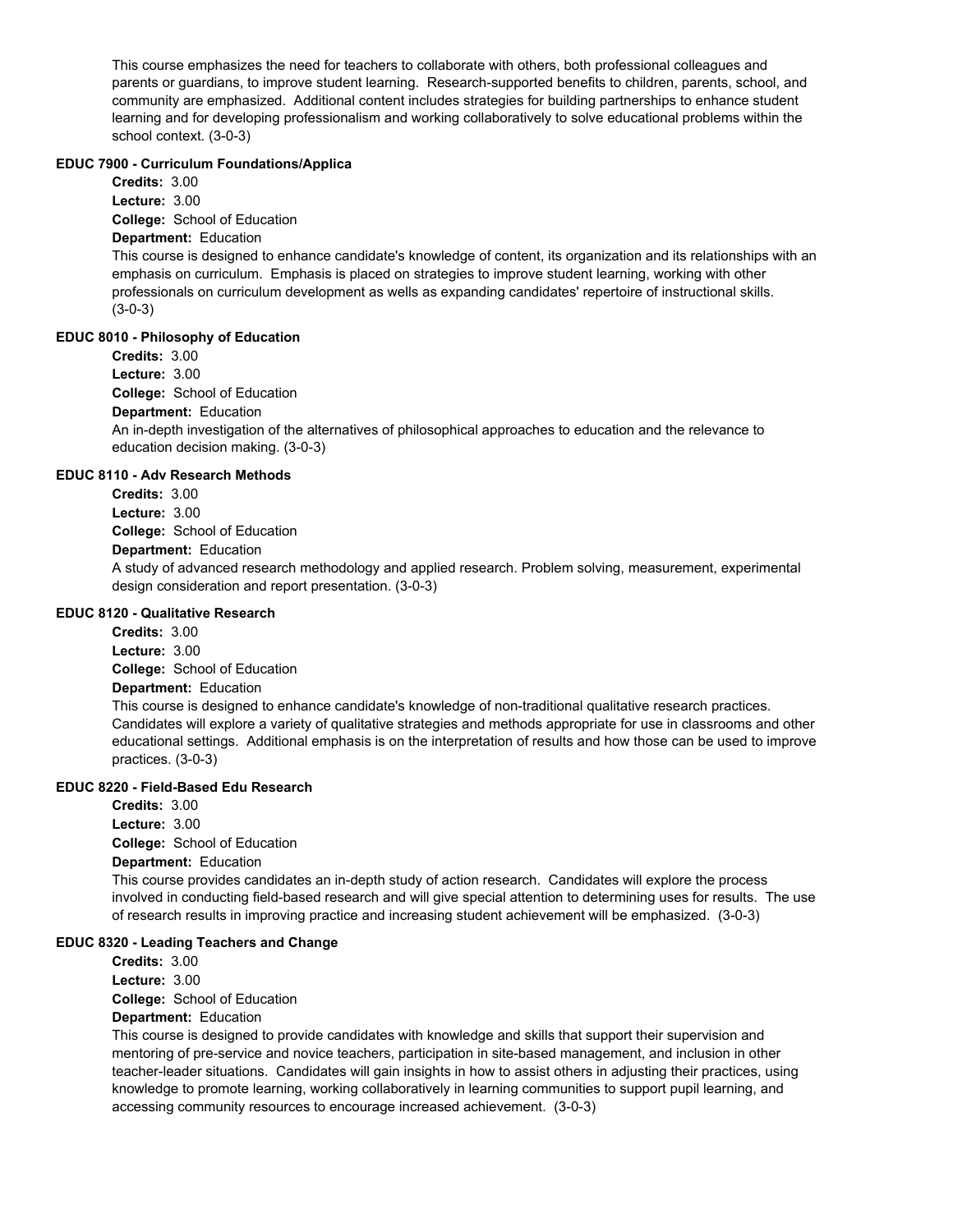This course emphasizes the need for teachers to collaborate with others, both professional colleagues and parents or guardians, to improve student learning. Research-supported benefits to children, parents, school, and community are emphasized. Additional content includes strategies for building partnerships to enhance student learning and for developing professionalism and working collaboratively to solve educational problems within the school context. (3-0-3)

#### EDUC 7900 - Curriculum Foundations/Applica

**Credits:** 3.00
**Lecture:** 3.00
**College:** School of Education
**Department:** Education

This course is designed to enhance candidate's knowledge of content, its organization and its relationships with an emphasis on curriculum. Emphasis is placed on strategies to improve student learning, working with other professionals on curriculum development as wells as expanding candidates' repertoire of instructional skills. (3-0-3)

#### EDUC 8010 - Philosophy of Education

**Credits:** 3.00
**Lecture:** 3.00
**College:** School of Education
**Department:** Education

An in-depth investigation of the alternatives of philosophical approaches to education and the relevance to education decision making. (3-0-3)

#### EDUC 8110 - Adv Research Methods

**Credits:** 3.00
**Lecture:** 3.00
**College:** School of Education
**Department:** Education

A study of advanced research methodology and applied research. Problem solving, measurement, experimental design consideration and report presentation. (3-0-3)

#### EDUC 8120 - Qualitative Research

**Credits:** 3.00
**Lecture:** 3.00
**College:** School of Education
**Department:** Education

This course is designed to enhance candidate's knowledge of non-traditional qualitative research practices. Candidates will explore a variety of qualitative strategies and methods appropriate for use in classrooms and other educational settings. Additional emphasis is on the interpretation of results and how those can be used to improve practices. (3-0-3)

#### EDUC 8220 - Field-Based Edu Research

**Credits:** 3.00
**Lecture:** 3.00
**College:** School of Education
**Department:** Education

This course provides candidates an in-depth study of action research. Candidates will explore the process involved in conducting field-based research and will give special attention to determining uses for results. The use of research results in improving practice and increasing student achievement will be emphasized. (3-0-3)

#### EDUC 8320 - Leading Teachers and Change

**Credits:** 3.00
**Lecture:** 3.00
**College:** School of Education
**Department:** Education

This course is designed to provide candidates with knowledge and skills that support their supervision and mentoring of pre-service and novice teachers, participation in site-based management, and inclusion in other teacher-leader situations. Candidates will gain insights in how to assist others in adjusting their practices, using knowledge to promote learning, working collaboratively in learning communities to support pupil learning, and accessing community resources to encourage increased achievement. (3-0-3)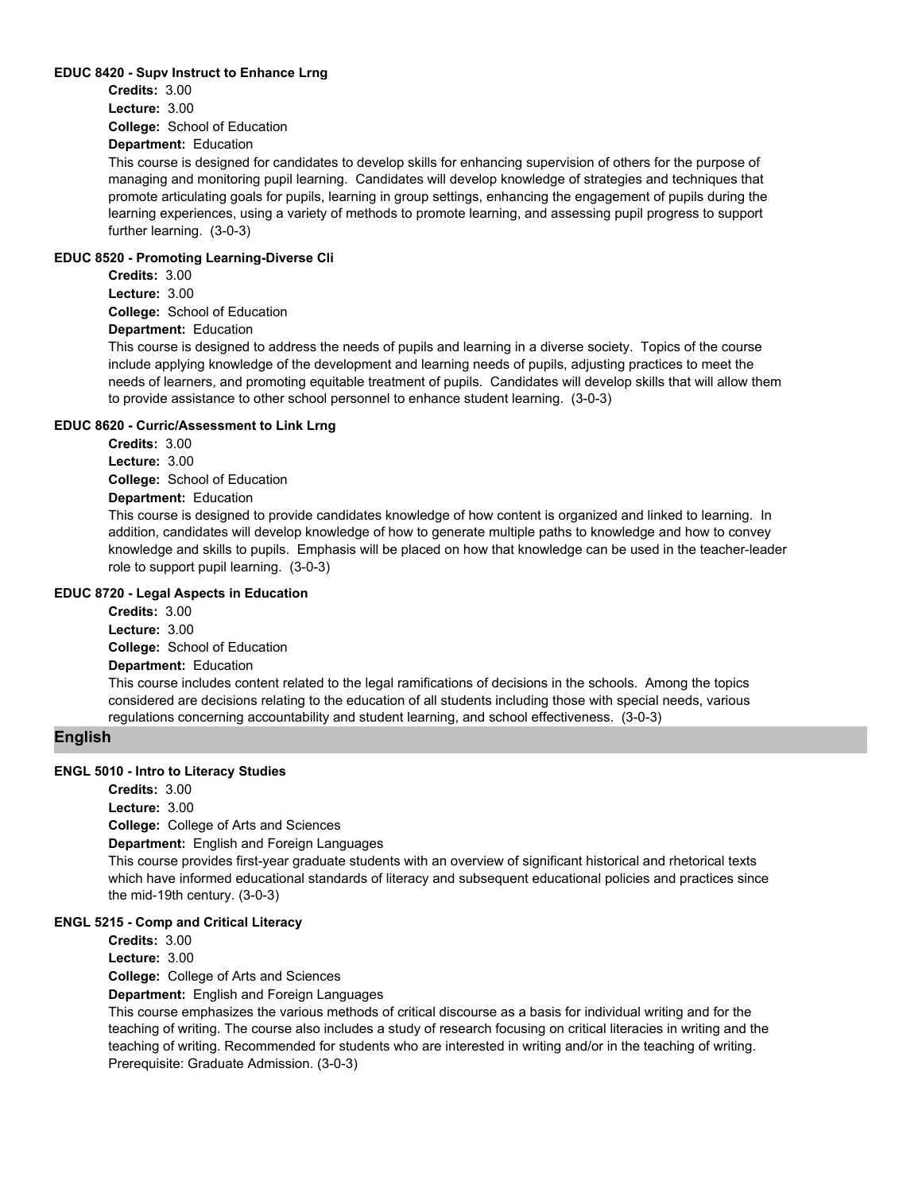#### EDUC 8420 - Supv Instruct to Enhance Lrng

**Credits:** 3.00
**Lecture:** 3.00
**College:** School of Education
**Department:** Education

This course is designed for candidates to develop skills for enhancing supervision of others for the purpose of managing and monitoring pupil learning. Candidates will develop knowledge of strategies and techniques that promote articulating goals for pupils, learning in group settings, enhancing the engagement of pupils during the learning experiences, using a variety of methods to promote learning, and assessing pupil progress to support further learning. (3-0-3)

#### EDUC 8520 - Promoting Learning-Diverse Cli

**Credits:** 3.00
**Lecture:** 3.00
**College:** School of Education
**Department:** Education

This course is designed to address the needs of pupils and learning in a diverse society. Topics of the course include applying knowledge of the development and learning needs of pupils, adjusting practices to meet the needs of learners, and promoting equitable treatment of pupils. Candidates will develop skills that will allow them to provide assistance to other school personnel to enhance student learning. (3-0-3)

#### EDUC 8620 - Curric/Assessment to Link Lrng

**Credits:** 3.00
**Lecture:** 3.00
**College:** School of Education
**Department:** Education

This course is designed to provide candidates knowledge of how content is organized and linked to learning. In addition, candidates will develop knowledge of how to generate multiple paths to knowledge and how to convey knowledge and skills to pupils. Emphasis will be placed on how that knowledge can be used in the teacher-leader role to support pupil learning. (3-0-3)

#### EDUC 8720 - Legal Aspects in Education

**Credits:** 3.00
**Lecture:** 3.00
**College:** School of Education
**Department:** Education

This course includes content related to the legal ramifications of decisions in the schools. Among the topics considered are decisions relating to the education of all students including those with special needs, various regulations concerning accountability and student learning, and school effectiveness. (3-0-3)

## English

#### ENGL 5010 - Intro to Literacy Studies

**Credits:** 3.00
**Lecture:** 3.00
**College:** College of Arts and Sciences
**Department:** English and Foreign Languages

This course provides first-year graduate students with an overview of significant historical and rhetorical texts which have informed educational standards of literacy and subsequent educational policies and practices since the mid-19th century. (3-0-3)

#### ENGL 5215 - Comp and Critical Literacy

**Credits:** 3.00
**Lecture:** 3.00
**College:** College of Arts and Sciences
**Department:** English and Foreign Languages

This course emphasizes the various methods of critical discourse as a basis for individual writing and for the teaching of writing. The course also includes a study of research focusing on critical literacies in writing and the teaching of writing. Recommended for students who are interested in writing and/or in the teaching of writing. Prerequisite: Graduate Admission. (3-0-3)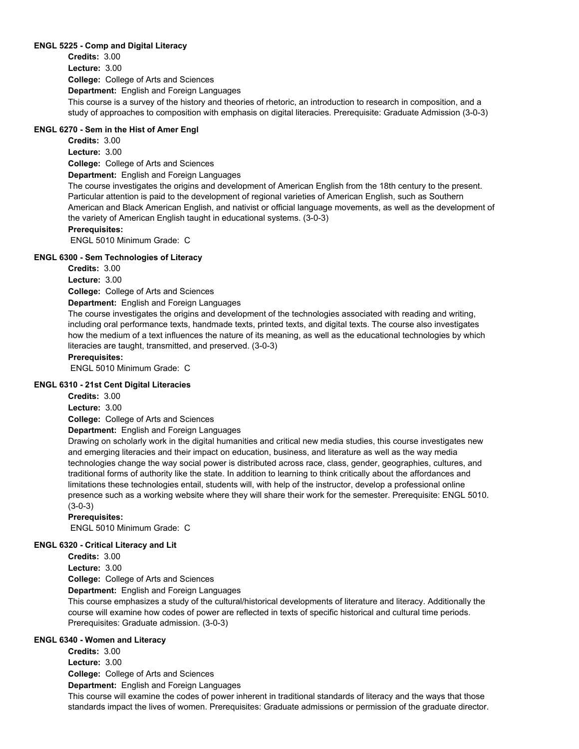**ENGL 5225 - Comp and Digital Literacy**

**Credits:** 3.00

**Lecture:** 3.00

**College:** College of Arts and Sciences

**Department:** English and Foreign Languages

This course is a survey of the history and theories of rhetoric, an introduction to research in composition, and a study of approaches to composition with emphasis on digital literacies. Prerequisite: Graduate Admission (3-0-3)

**ENGL 6270 - Sem in the Hist of Amer Engl**

**Credits:** 3.00

**Lecture:** 3.00

**College:** College of Arts and Sciences

**Department:** English and Foreign Languages

The course investigates the origins and development of American English from the 18th century to the present. Particular attention is paid to the development of regional varieties of American English, such as Southern American and Black American English, and nativist or official language movements, as well as the development of the variety of American English taught in educational systems. (3-0-3)

**Prerequisites:**

ENGL 5010 Minimum Grade: C

**ENGL 6300 - Sem Technologies of Literacy**

**Credits:** 3.00

**Lecture:** 3.00

**College:** College of Arts and Sciences

**Department:** English and Foreign Languages

The course investigates the origins and development of the technologies associated with reading and writing, including oral performance texts, handmade texts, printed texts, and digital texts. The course also investigates how the medium of a text influences the nature of its meaning, as well as the educational technologies by which literacies are taught, transmitted, and preserved. (3-0-3)

**Prerequisites:**

ENGL 5010 Minimum Grade: C

**ENGL 6310 - 21st Cent Digital Literacies**

**Credits:** 3.00

**Lecture:** 3.00

**College:** College of Arts and Sciences

**Department:** English and Foreign Languages

Drawing on scholarly work in the digital humanities and critical new media studies, this course investigates new and emerging literacies and their impact on education, business, and literature as well as the way media technologies change the way social power is distributed across race, class, gender, geographies, cultures, and traditional forms of authority like the state. In addition to learning to think critically about the affordances and limitations these technologies entail, students will, with help of the instructor, develop a professional online presence such as a working website where they will share their work for the semester. Prerequisite: ENGL 5010. (3-0-3)

**Prerequisites:**

ENGL 5010 Minimum Grade: C

**ENGL 6320 - Critical Literacy and Lit**

**Credits:** 3.00

**Lecture:** 3.00

**College:** College of Arts and Sciences

**Department:** English and Foreign Languages

This course emphasizes a study of the cultural/historical developments of literature and literacy. Additionally the course will examine how codes of power are reflected in texts of specific historical and cultural time periods. Prerequisites: Graduate admission. (3-0-3)

**ENGL 6340 - Women and Literacy**

**Credits:** 3.00

**Lecture:** 3.00

**College:** College of Arts and Sciences

**Department:** English and Foreign Languages

This course will examine the codes of power inherent in traditional standards of literacy and the ways that those standards impact the lives of women. Prerequisites: Graduate admissions or permission of the graduate director.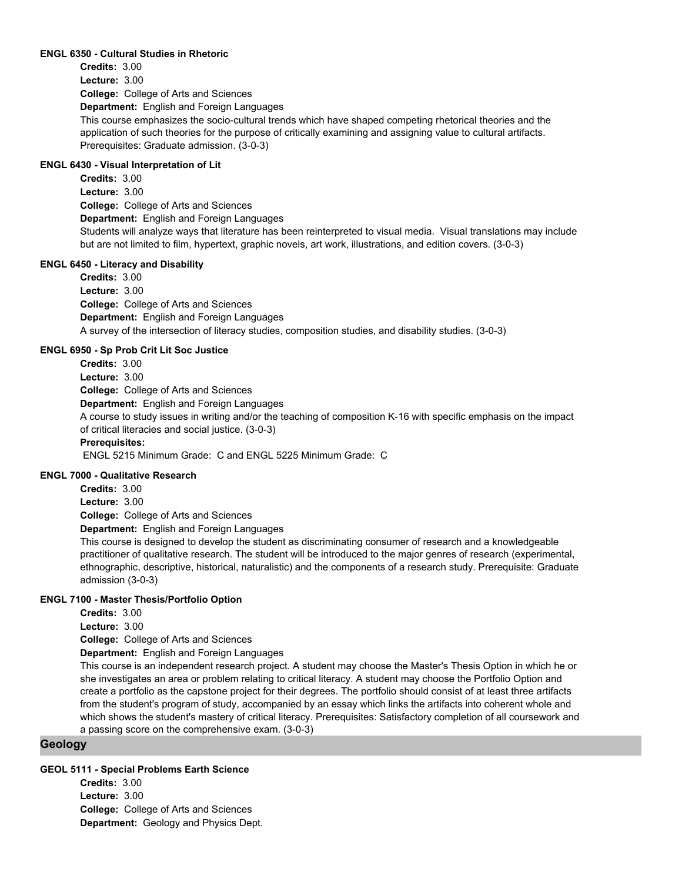#### ENGL 6350 - Cultural Studies in Rhetoric

**Credits:** 3.00
**Lecture:** 3.00
**College:** College of Arts and Sciences
**Department:** English and Foreign Languages
This course emphasizes the socio-cultural trends which have shaped competing rhetorical theories and the application of such theories for the purpose of critically examining and assigning value to cultural artifacts. Prerequisites: Graduate admission. (3-0-3)

#### ENGL 6430 - Visual Interpretation of Lit

**Credits:** 3.00
**Lecture:** 3.00
**College:** College of Arts and Sciences
**Department:** English and Foreign Languages
Students will analyze ways that literature has been reinterpreted to visual media. Visual translations may include but are not limited to film, hypertext, graphic novels, art work, illustrations, and edition covers. (3-0-3)

#### ENGL 6450 - Literacy and Disability

**Credits:** 3.00
**Lecture:** 3.00
**College:** College of Arts and Sciences
**Department:** English and Foreign Languages
A survey of the intersection of literacy studies, composition studies, and disability studies. (3-0-3)

#### ENGL 6950 - Sp Prob Crit Lit Soc Justice

**Credits:** 3.00
**Lecture:** 3.00
**College:** College of Arts and Sciences
**Department:** English and Foreign Languages
A course to study issues in writing and/or the teaching of composition K-16 with specific emphasis on the impact of critical literacies and social justice. (3-0-3)
**Prerequisites:**
ENGL 5215 Minimum Grade: C and ENGL 5225 Minimum Grade: C

#### ENGL 7000 - Qualitative Research

**Credits:** 3.00
**Lecture:** 3.00
**College:** College of Arts and Sciences
**Department:** English and Foreign Languages
This course is designed to develop the student as discriminating consumer of research and a knowledgeable practitioner of qualitative research. The student will be introduced to the major genres of research (experimental, ethnographic, descriptive, historical, naturalistic) and the components of a research study. Prerequisite: Graduate admission (3-0-3)

#### ENGL 7100 - Master Thesis/Portfolio Option

**Credits:** 3.00
**Lecture:** 3.00
**College:** College of Arts and Sciences
**Department:** English and Foreign Languages
This course is an independent research project. A student may choose the Master's Thesis Option in which he or she investigates an area or problem relating to critical literacy. A student may choose the Portfolio Option and create a portfolio as the capstone project for their degrees. The portfolio should consist of at least three artifacts from the student's program of study, accompanied by an essay which links the artifacts into coherent whole and which shows the student's mastery of critical literacy. Prerequisites: Satisfactory completion of all coursework and a passing score on the comprehensive exam. (3-0-3)

## Geology

#### GEOL 5111 - Special Problems Earth Science

**Credits:** 3.00
**Lecture:** 3.00
**College:** College of Arts and Sciences
**Department:** Geology and Physics Dept.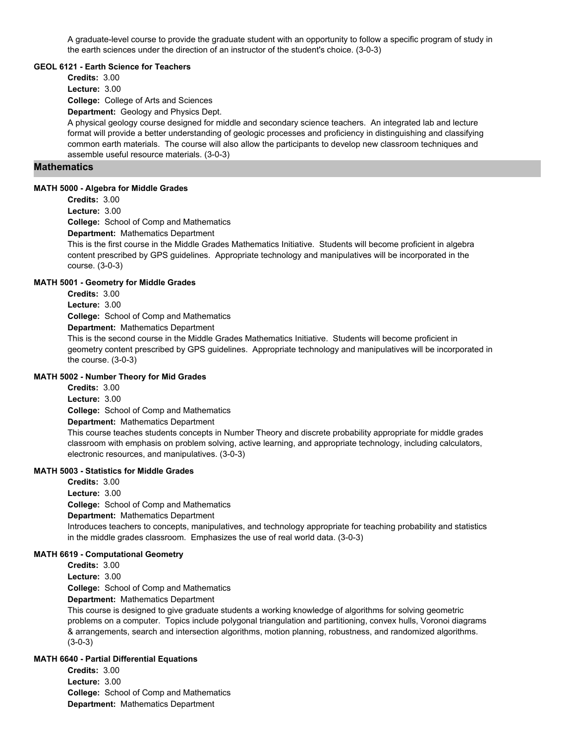A graduate-level course to provide the graduate student with an opportunity to follow a specific program of study in the earth sciences under the direction of an instructor of the student's choice. (3-0-3)

### GEOL 6121 - Earth Science for Teachers

**Credits:** 3.00

**Lecture:** 3.00

**College:** College of Arts and Sciences

**Department:** Geology and Physics Dept.

A physical geology course designed for middle and secondary science teachers. An integrated lab and lecture format will provide a better understanding of geologic processes and proficiency in distinguishing and classifying common earth materials. The course will also allow the participants to develop new classroom techniques and assemble useful resource materials. (3-0-3)

## Mathematics

### MATH 5000 - Algebra for Middle Grades

**Credits:** 3.00

**Lecture:** 3.00

**College:** School of Comp and Mathematics

**Department:** Mathematics Department

This is the first course in the Middle Grades Mathematics Initiative. Students will become proficient in algebra content prescribed by GPS guidelines. Appropriate technology and manipulatives will be incorporated in the course. (3-0-3)

### MATH 5001 - Geometry for Middle Grades

**Credits:** 3.00

**Lecture:** 3.00

**College:** School of Comp and Mathematics

**Department:** Mathematics Department

This is the second course in the Middle Grades Mathematics Initiative. Students will become proficient in geometry content prescribed by GPS guidelines. Appropriate technology and manipulatives will be incorporated in the course. (3-0-3)

### MATH 5002 - Number Theory for Mid Grades

**Credits:** 3.00

**Lecture:** 3.00

**College:** School of Comp and Mathematics

**Department:** Mathematics Department

This course teaches students concepts in Number Theory and discrete probability appropriate for middle grades classroom with emphasis on problem solving, active learning, and appropriate technology, including calculators, electronic resources, and manipulatives. (3-0-3)

### MATH 5003 - Statistics for Middle Grades

**Credits:** 3.00

**Lecture:** 3.00

**College:** School of Comp and Mathematics

**Department:** Mathematics Department

Introduces teachers to concepts, manipulatives, and technology appropriate for teaching probability and statistics in the middle grades classroom. Emphasizes the use of real world data. (3-0-3)

### MATH 6619 - Computational Geometry

**Credits:** 3.00

**Lecture:** 3.00

**College:** School of Comp and Mathematics

**Department:** Mathematics Department

This course is designed to give graduate students a working knowledge of algorithms for solving geometric problems on a computer. Topics include polygonal triangulation and partitioning, convex hulls, Voronoi diagrams & arrangements, search and intersection algorithms, motion planning, robustness, and randomized algorithms. (3-0-3)

### MATH 6640 - Partial Differential Equations

**Credits:** 3.00

**Lecture:** 3.00

**College:** School of Comp and Mathematics

**Department:** Mathematics Department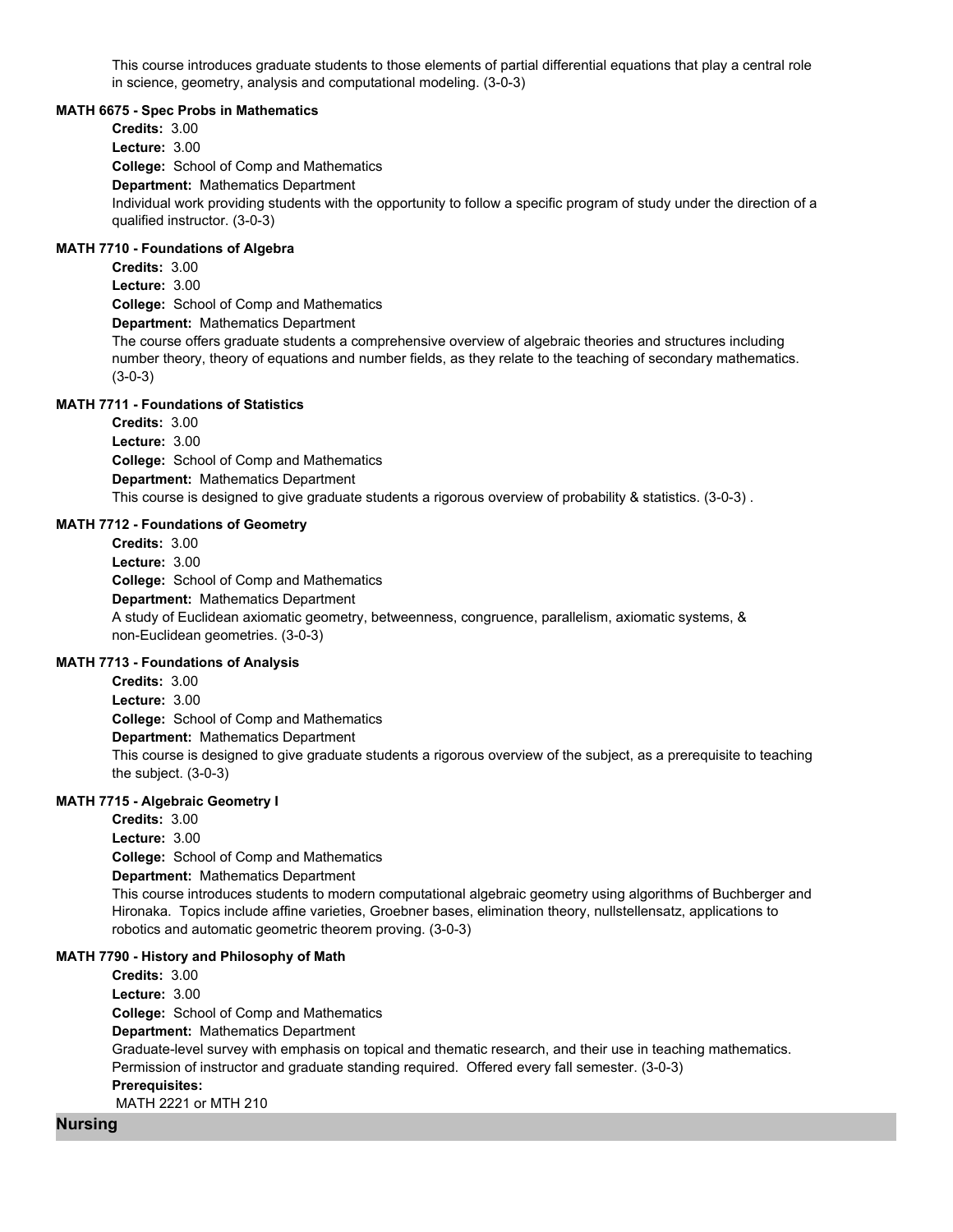This course introduces graduate students to those elements of partial differential equations that play a central role in science, geometry, analysis and computational modeling. (3-0-3)

**MATH 6675 - Spec Probs in Mathematics**

**Credits:** 3.00
**Lecture:** 3.00
**College:** School of Comp and Mathematics
**Department:** Mathematics Department
Individual work providing students with the opportunity to follow a specific program of study under the direction of a qualified instructor. (3-0-3)

**MATH 7710 - Foundations of Algebra**

**Credits:** 3.00
**Lecture:** 3.00
**College:** School of Comp and Mathematics
**Department:** Mathematics Department
The course offers graduate students a comprehensive overview of algebraic theories and structures including number theory, theory of equations and number fields, as they relate to the teaching of secondary mathematics. (3-0-3)

**MATH 7711 - Foundations of Statistics**

**Credits:** 3.00
**Lecture:** 3.00
**College:** School of Comp and Mathematics
**Department:** Mathematics Department
This course is designed to give graduate students a rigorous overview of probability & statistics. (3-0-3) .

**MATH 7712 - Foundations of Geometry**

**Credits:** 3.00
**Lecture:** 3.00
**College:** School of Comp and Mathematics
**Department:** Mathematics Department
A study of Euclidean axiomatic geometry, betweenness, congruence, parallelism, axiomatic systems, & non-Euclidean geometries. (3-0-3)

**MATH 7713 - Foundations of Analysis**

**Credits:** 3.00
**Lecture:** 3.00
**College:** School of Comp and Mathematics
**Department:** Mathematics Department
This course is designed to give graduate students a rigorous overview of the subject, as a prerequisite to teaching the subject. (3-0-3)

**MATH 7715 - Algebraic Geometry I**

**Credits:** 3.00
**Lecture:** 3.00
**College:** School of Comp and Mathematics
**Department:** Mathematics Department
This course introduces students to modern computational algebraic geometry using algorithms of Buchberger and Hironaka. Topics include affine varieties, Groebner bases, elimination theory, nullstellensatz, applications to robotics and automatic geometric theorem proving. (3-0-3)

**MATH 7790 - History and Philosophy of Math**

**Credits:** 3.00
**Lecture:** 3.00
**College:** School of Comp and Mathematics
**Department:** Mathematics Department
Graduate-level survey with emphasis on topical and thematic research, and their use in teaching mathematics. Permission of instructor and graduate standing required. Offered every fall semester. (3-0-3)
**Prerequisites:**
MATH 2221 or MTH 210

## Nursing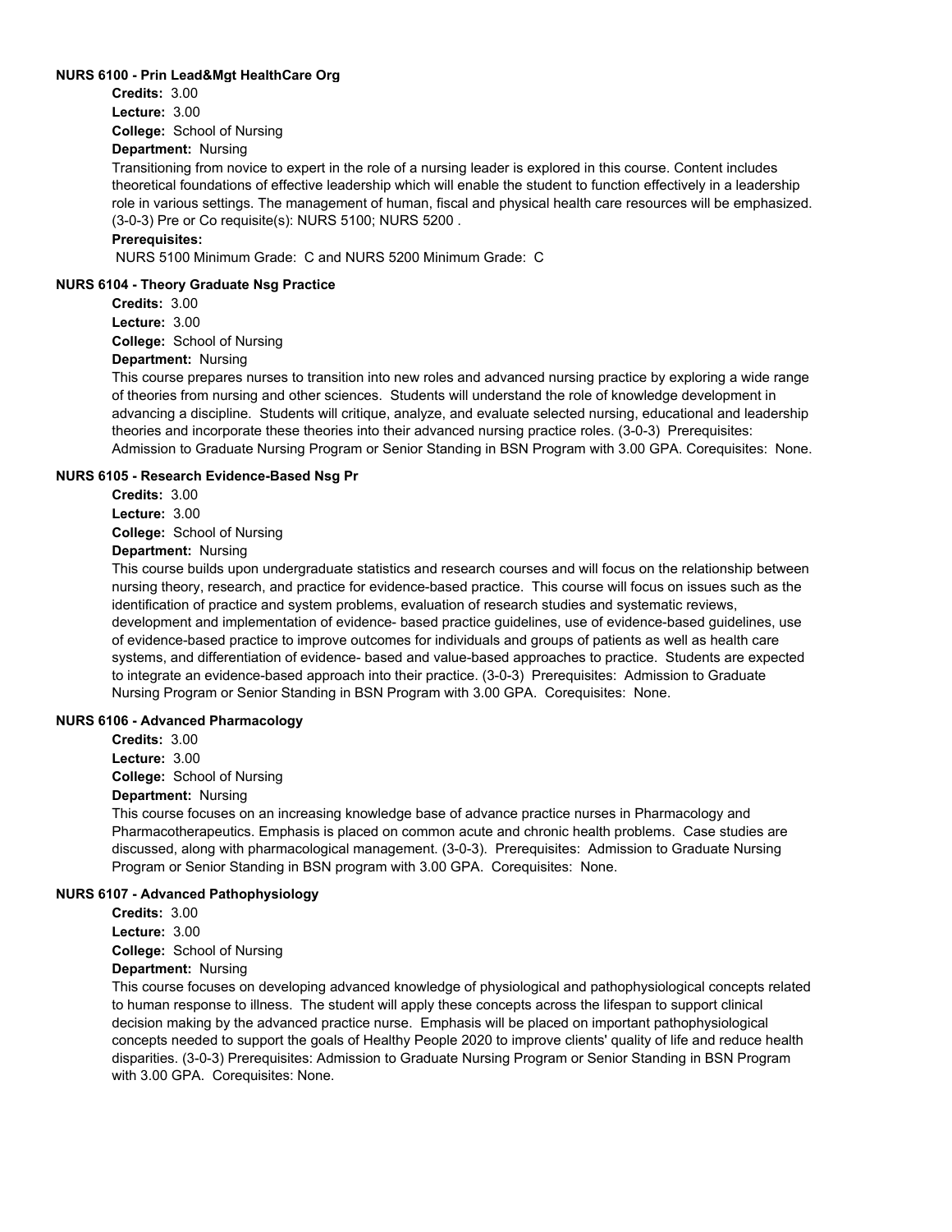### NURS 6100 - Prin Lead&Mgt HealthCare Org

**Credits:** 3.00
**Lecture:** 3.00
**College:** School of Nursing
**Department:** Nursing

Transitioning from novice to expert in the role of a nursing leader is explored in this course. Content includes theoretical foundations of effective leadership which will enable the student to function effectively in a leadership role in various settings. The management of human, fiscal and physical health care resources will be emphasized. (3-0-3) Pre or Co requisite(s): NURS 5100; NURS 5200 .

**Prerequisites:**

NURS 5100 Minimum Grade: C and NURS 5200 Minimum Grade: C

### NURS 6104 - Theory Graduate Nsg Practice

**Credits:** 3.00
**Lecture:** 3.00
**College:** School of Nursing
**Department:** Nursing

This course prepares nurses to transition into new roles and advanced nursing practice by exploring a wide range of theories from nursing and other sciences. Students will understand the role of knowledge development in advancing a discipline. Students will critique, analyze, and evaluate selected nursing, educational and leadership theories and incorporate these theories into their advanced nursing practice roles. (3-0-3) Prerequisites: Admission to Graduate Nursing Program or Senior Standing in BSN Program with 3.00 GPA. Corequisites: None.

### NURS 6105 - Research Evidence-Based Nsg Pr

**Credits:** 3.00
**Lecture:** 3.00
**College:** School of Nursing
**Department:** Nursing

This course builds upon undergraduate statistics and research courses and will focus on the relationship between nursing theory, research, and practice for evidence-based practice. This course will focus on issues such as the identification of practice and system problems, evaluation of research studies and systematic reviews, development and implementation of evidence- based practice guidelines, use of evidence-based guidelines, use of evidence-based practice to improve outcomes for individuals and groups of patients as well as health care systems, and differentiation of evidence- based and value-based approaches to practice. Students are expected to integrate an evidence-based approach into their practice. (3-0-3) Prerequisites: Admission to Graduate Nursing Program or Senior Standing in BSN Program with 3.00 GPA. Corequisites: None.

### NURS 6106 - Advanced Pharmacology

**Credits:** 3.00
**Lecture:** 3.00
**College:** School of Nursing
**Department:** Nursing

This course focuses on an increasing knowledge base of advance practice nurses in Pharmacology and Pharmacotherapeutics. Emphasis is placed on common acute and chronic health problems. Case studies are discussed, along with pharmacological management. (3-0-3). Prerequisites: Admission to Graduate Nursing Program or Senior Standing in BSN program with 3.00 GPA. Corequisites: None.

### NURS 6107 - Advanced Pathophysiology

**Credits:** 3.00
**Lecture:** 3.00
**College:** School of Nursing
**Department:** Nursing

This course focuses on developing advanced knowledge of physiological and pathophysiological concepts related to human response to illness. The student will apply these concepts across the lifespan to support clinical decision making by the advanced practice nurse. Emphasis will be placed on important pathophysiological concepts needed to support the goals of Healthy People 2020 to improve clients' quality of life and reduce health disparities. (3-0-3) Prerequisites: Admission to Graduate Nursing Program or Senior Standing in BSN Program with 3.00 GPA. Corequisites: None.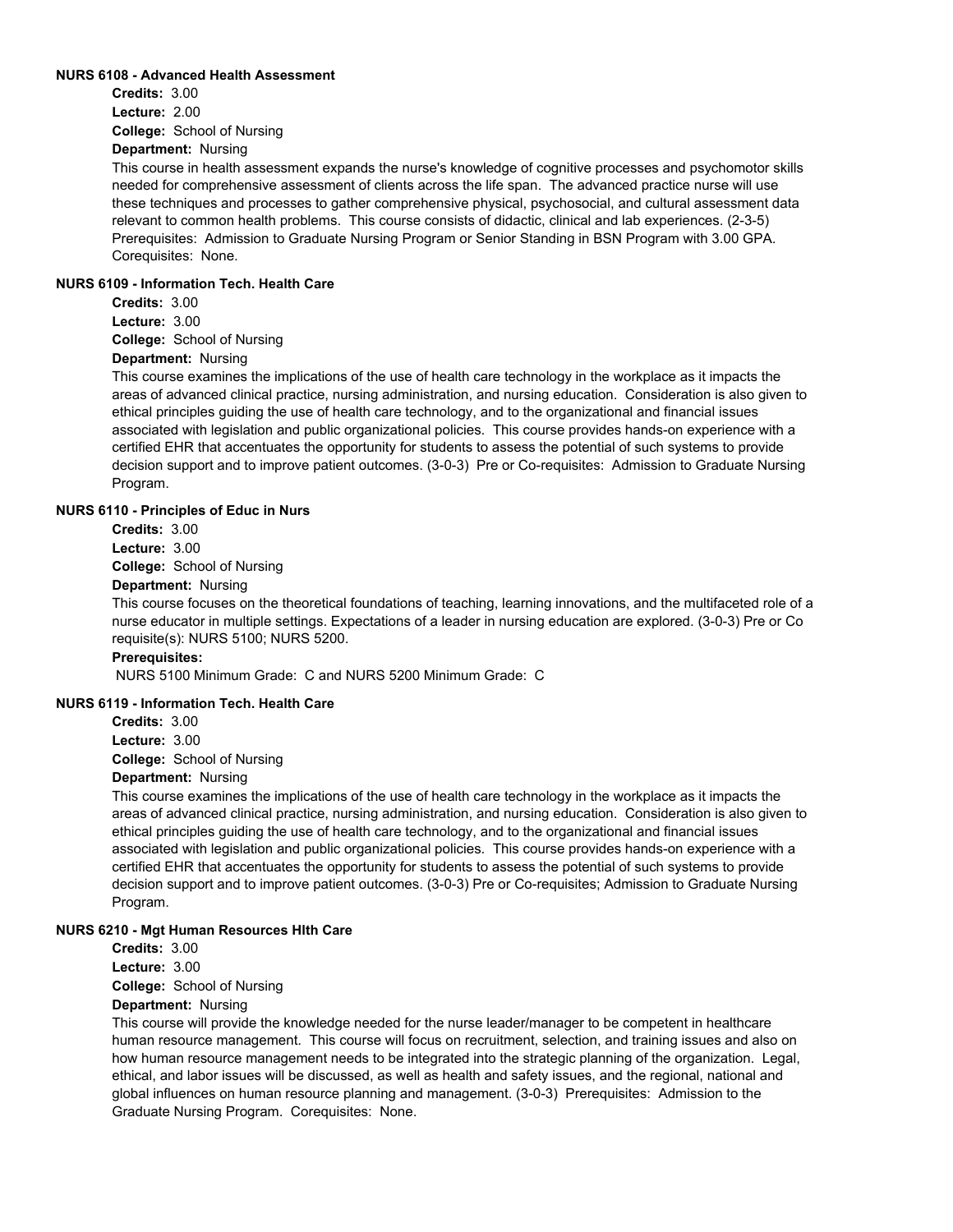### NURS 6108 - Advanced Health Assessment

**Credits:** 3.00
**Lecture:** 2.00
**College:** School of Nursing
**Department:** Nursing

This course in health assessment expands the nurse's knowledge of cognitive processes and psychomotor skills needed for comprehensive assessment of clients across the life span. The advanced practice nurse will use these techniques and processes to gather comprehensive physical, psychosocial, and cultural assessment data relevant to common health problems. This course consists of didactic, clinical and lab experiences. (2-3-5) Prerequisites: Admission to Graduate Nursing Program or Senior Standing in BSN Program with 3.00 GPA. Corequisites: None.

### NURS 6109 - Information Tech. Health Care

**Credits:** 3.00
**Lecture:** 3.00
**College:** School of Nursing
**Department:** Nursing

This course examines the implications of the use of health care technology in the workplace as it impacts the areas of advanced clinical practice, nursing administration, and nursing education. Consideration is also given to ethical principles guiding the use of health care technology, and to the organizational and financial issues associated with legislation and public organizational policies. This course provides hands-on experience with a certified EHR that accentuates the opportunity for students to assess the potential of such systems to provide decision support and to improve patient outcomes. (3-0-3) Pre or Co-requisites: Admission to Graduate Nursing Program.

### NURS 6110 - Principles of Educ in Nurs

**Credits:** 3.00
**Lecture:** 3.00
**College:** School of Nursing
**Department:** Nursing

This course focuses on the theoretical foundations of teaching, learning innovations, and the multifaceted role of a nurse educator in multiple settings. Expectations of a leader in nursing education are explored. (3-0-3) Pre or Co requisite(s): NURS 5100; NURS 5200.

**Prerequisites:**
NURS 5100 Minimum Grade: C and NURS 5200 Minimum Grade: C

### NURS 6119 - Information Tech. Health Care

**Credits:** 3.00
**Lecture:** 3.00
**College:** School of Nursing
**Department:** Nursing

This course examines the implications of the use of health care technology in the workplace as it impacts the areas of advanced clinical practice, nursing administration, and nursing education. Consideration is also given to ethical principles guiding the use of health care technology, and to the organizational and financial issues associated with legislation and public organizational policies. This course provides hands-on experience with a certified EHR that accentuates the opportunity for students to assess the potential of such systems to provide decision support and to improve patient outcomes. (3-0-3) Pre or Co-requisites; Admission to Graduate Nursing Program.

### NURS 6210 - Mgt Human Resources Hlth Care

**Credits:** 3.00
**Lecture:** 3.00
**College:** School of Nursing
**Department:** Nursing

This course will provide the knowledge needed for the nurse leader/manager to be competent in healthcare human resource management. This course will focus on recruitment, selection, and training issues and also on how human resource management needs to be integrated into the strategic planning of the organization. Legal, ethical, and labor issues will be discussed, as well as health and safety issues, and the regional, national and global influences on human resource planning and management. (3-0-3) Prerequisites: Admission to the Graduate Nursing Program. Corequisites: None.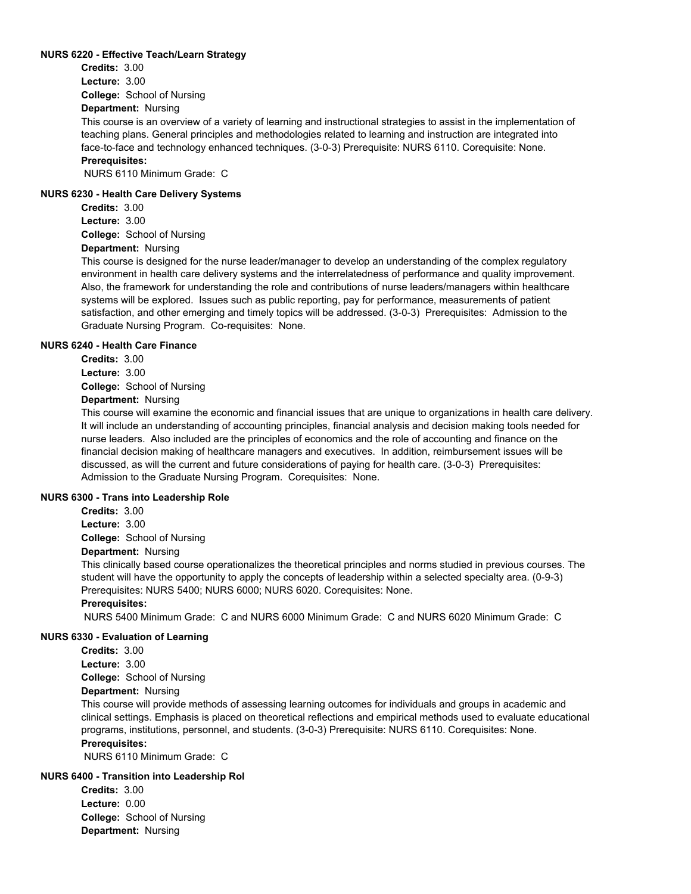**NURS 6220 - Effective Teach/Learn Strategy**

**Credits:** 3.00
**Lecture:** 3.00
**College:** School of Nursing
**Department:** Nursing

This course is an overview of a variety of learning and instructional strategies to assist in the implementation of teaching plans. General principles and methodologies related to learning and instruction are integrated into face-to-face and technology enhanced techniques. (3-0-3) Prerequisite: NURS 6110. Corequisite: None.

**Prerequisites:**

NURS 6110 Minimum Grade: C

**NURS 6230 - Health Care Delivery Systems**

**Credits:** 3.00
**Lecture:** 3.00
**College:** School of Nursing
**Department:** Nursing

This course is designed for the nurse leader/manager to develop an understanding of the complex regulatory environment in health care delivery systems and the interrelatedness of performance and quality improvement. Also, the framework for understanding the role and contributions of nurse leaders/managers within healthcare systems will be explored. Issues such as public reporting, pay for performance, measurements of patient satisfaction, and other emerging and timely topics will be addressed. (3-0-3) Prerequisites: Admission to the Graduate Nursing Program. Co-requisites: None.

**NURS 6240 - Health Care Finance**

**Credits:** 3.00
**Lecture:** 3.00
**College:** School of Nursing
**Department:** Nursing

This course will examine the economic and financial issues that are unique to organizations in health care delivery. It will include an understanding of accounting principles, financial analysis and decision making tools needed for nurse leaders. Also included are the principles of economics and the role of accounting and finance on the financial decision making of healthcare managers and executives. In addition, reimbursement issues will be discussed, as will the current and future considerations of paying for health care. (3-0-3) Prerequisites: Admission to the Graduate Nursing Program. Corequisites: None.

**NURS 6300 - Trans into Leadership Role**

**Credits:** 3.00
**Lecture:** 3.00
**College:** School of Nursing
**Department:** Nursing

This clinically based course operationalizes the theoretical principles and norms studied in previous courses. The student will have the opportunity to apply the concepts of leadership within a selected specialty area. (0-9-3) Prerequisites: NURS 5400; NURS 6000; NURS 6020. Corequisites: None.

**Prerequisites:**

NURS 5400 Minimum Grade: C and NURS 6000 Minimum Grade: C and NURS 6020 Minimum Grade: C

**NURS 6330 - Evaluation of Learning**

**Credits:** 3.00
**Lecture:** 3.00
**College:** School of Nursing
**Department:** Nursing

This course will provide methods of assessing learning outcomes for individuals and groups in academic and clinical settings. Emphasis is placed on theoretical reflections and empirical methods used to evaluate educational programs, institutions, personnel, and students. (3-0-3) Prerequisite: NURS 6110. Corequisites: None.

**Prerequisites:**

NURS 6110 Minimum Grade: C

**NURS 6400 - Transition into Leadership Rol**

**Credits:** 3.00
**Lecture:** 0.00
**College:** School of Nursing
**Department:** Nursing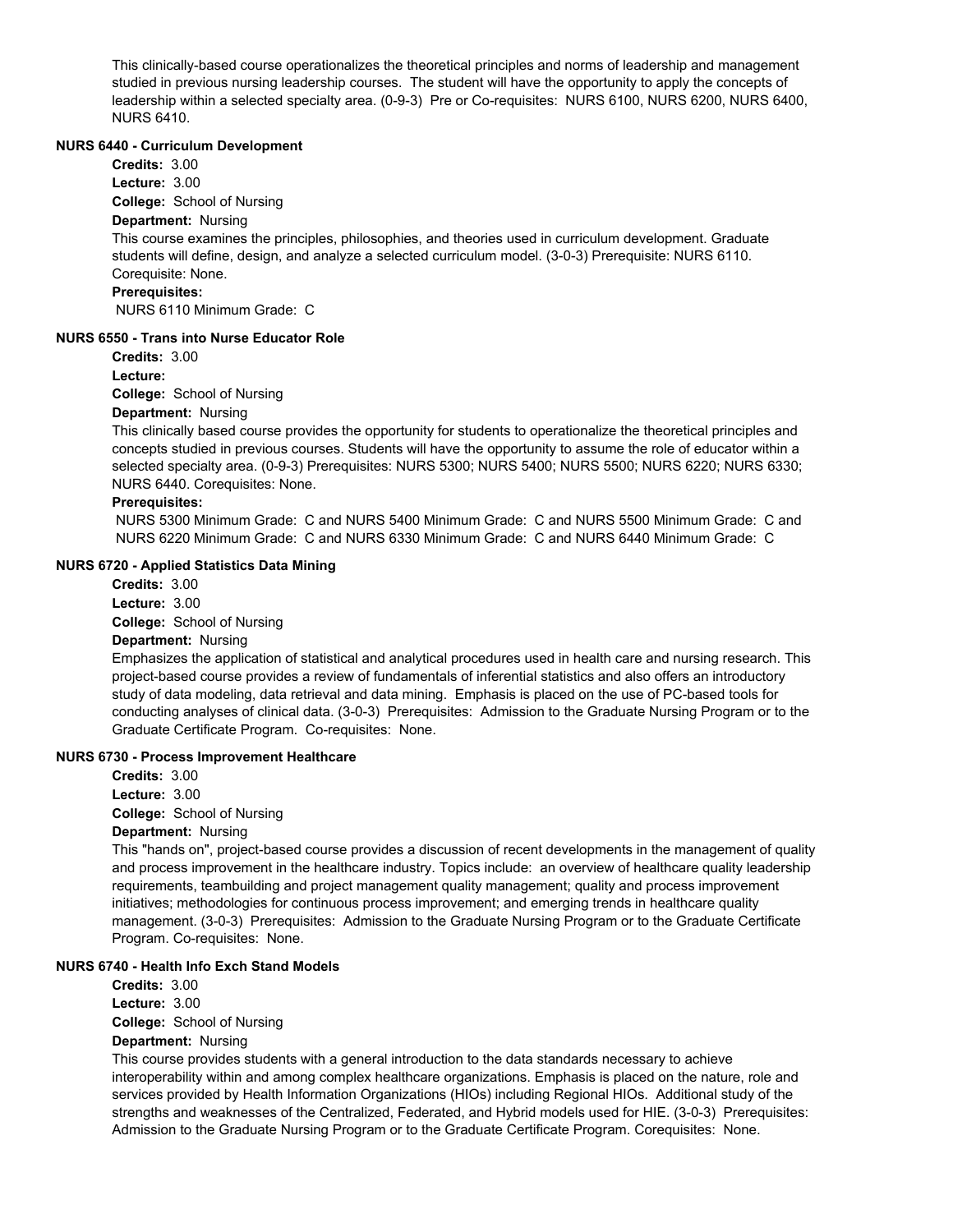This clinically-based course operationalizes the theoretical principles and norms of leadership and management studied in previous nursing leadership courses. The student will have the opportunity to apply the concepts of leadership within a selected specialty area. (0-9-3) Pre or Co-requisites: NURS 6100, NURS 6200, NURS 6400, NURS 6410.

### NURS 6440 - Curriculum Development

**Credits:** 3.00
**Lecture:** 3.00
**College:** School of Nursing
**Department:** Nursing

This course examines the principles, philosophies, and theories used in curriculum development. Graduate students will define, design, and analyze a selected curriculum model. (3-0-3) Prerequisite: NURS 6110. Corequisite: None.

**Prerequisites:**
NURS 6110 Minimum Grade: C

### NURS 6550 - Trans into Nurse Educator Role

**Credits:** 3.00
**Lecture:**
**College:** School of Nursing
**Department:** Nursing

This clinically based course provides the opportunity for students to operationalize the theoretical principles and concepts studied in previous courses. Students will have the opportunity to assume the role of educator within a selected specialty area. (0-9-3) Prerequisites: NURS 5300; NURS 5400; NURS 5500; NURS 6220; NURS 6330; NURS 6440. Corequisites: None.

**Prerequisites:**
NURS 5300 Minimum Grade: C and NURS 5400 Minimum Grade: C and NURS 5500 Minimum Grade: C and NURS 6220 Minimum Grade: C and NURS 6330 Minimum Grade: C and NURS 6440 Minimum Grade: C

### NURS 6720 - Applied Statistics Data Mining

**Credits:** 3.00
**Lecture:** 3.00
**College:** School of Nursing
**Department:** Nursing

Emphasizes the application of statistical and analytical procedures used in health care and nursing research. This project-based course provides a review of fundamentals of inferential statistics and also offers an introductory study of data modeling, data retrieval and data mining. Emphasis is placed on the use of PC-based tools for conducting analyses of clinical data. (3-0-3) Prerequisites: Admission to the Graduate Nursing Program or to the Graduate Certificate Program. Co-requisites: None.

### NURS 6730 - Process Improvement Healthcare

**Credits:** 3.00
**Lecture:** 3.00
**College:** School of Nursing
**Department:** Nursing

This "hands on", project-based course provides a discussion of recent developments in the management of quality and process improvement in the healthcare industry. Topics include: an overview of healthcare quality leadership requirements, teambuilding and project management quality management; quality and process improvement initiatives; methodologies for continuous process improvement; and emerging trends in healthcare quality management. (3-0-3) Prerequisites: Admission to the Graduate Nursing Program or to the Graduate Certificate Program. Co-requisites: None.

### NURS 6740 - Health Info Exch Stand Models

**Credits:** 3.00
**Lecture:** 3.00
**College:** School of Nursing
**Department:** Nursing

This course provides students with a general introduction to the data standards necessary to achieve interoperability within and among complex healthcare organizations. Emphasis is placed on the nature, role and services provided by Health Information Organizations (HIOs) including Regional HIOs. Additional study of the strengths and weaknesses of the Centralized, Federated, and Hybrid models used for HIE. (3-0-3) Prerequisites: Admission to the Graduate Nursing Program or to the Graduate Certificate Program. Corequisites: None.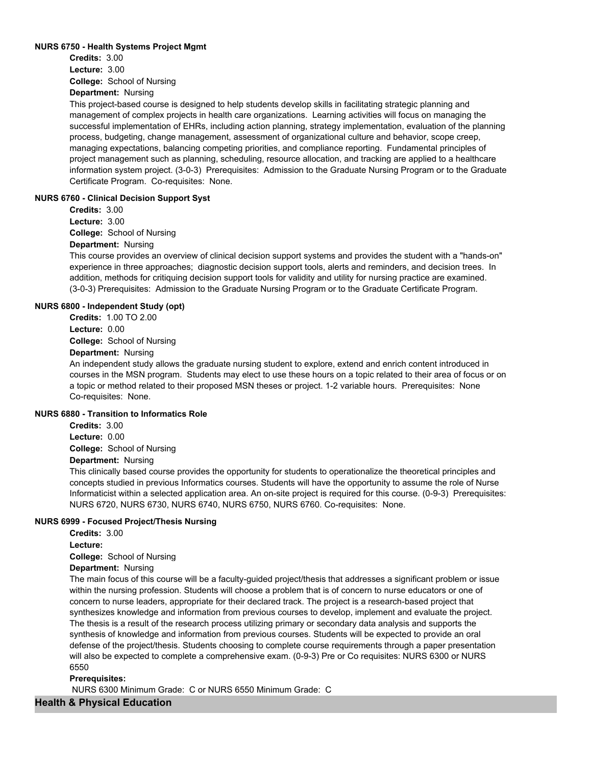**NURS 6750 - Health Systems Project Mgmt**

**Credits:** 3.00
**Lecture:** 3.00
**College:** School of Nursing
**Department:** Nursing

This project-based course is designed to help students develop skills in facilitating strategic planning and management of complex projects in health care organizations. Learning activities will focus on managing the successful implementation of EHRs, including action planning, strategy implementation, evaluation of the planning process, budgeting, change management, assessment of organizational culture and behavior, scope creep, managing expectations, balancing competing priorities, and compliance reporting. Fundamental principles of project management such as planning, scheduling, resource allocation, and tracking are applied to a healthcare information system project. (3-0-3) Prerequisites: Admission to the Graduate Nursing Program or to the Graduate Certificate Program. Co-requisites: None.

**NURS 6760 - Clinical Decision Support Syst**

**Credits:** 3.00
**Lecture:** 3.00
**College:** School of Nursing
**Department:** Nursing

This course provides an overview of clinical decision support systems and provides the student with a "hands-on" experience in three approaches; diagnostic decision support tools, alerts and reminders, and decision trees. In addition, methods for critiquing decision support tools for validity and utility for nursing practice are examined. (3-0-3) Prerequisites: Admission to the Graduate Nursing Program or to the Graduate Certificate Program.

**NURS 6800 - Independent Study (opt)**

**Credits:** 1.00 TO 2.00
**Lecture:** 0.00
**College:** School of Nursing
**Department:** Nursing

An independent study allows the graduate nursing student to explore, extend and enrich content introduced in courses in the MSN program. Students may elect to use these hours on a topic related to their area of focus or on a topic or method related to their proposed MSN theses or project. 1-2 variable hours. Prerequisites: None Co-requisites: None.

**NURS 6880 - Transition to Informatics Role**

**Credits:** 3.00
**Lecture:** 0.00
**College:** School of Nursing
**Department:** Nursing

This clinically based course provides the opportunity for students to operationalize the theoretical principles and concepts studied in previous Informatics courses. Students will have the opportunity to assume the role of Nurse Informaticist within a selected application area. An on-site project is required for this course. (0-9-3) Prerequisites: NURS 6720, NURS 6730, NURS 6740, NURS 6750, NURS 6760. Co-requisites: None.

**NURS 6999 - Focused Project/Thesis Nursing**

**Credits:** 3.00
**Lecture:**
**College:** School of Nursing
**Department:** Nursing

The main focus of this course will be a faculty-guided project/thesis that addresses a significant problem or issue within the nursing profession. Students will choose a problem that is of concern to nurse educators or one of concern to nurse leaders, appropriate for their declared track. The project is a research-based project that synthesizes knowledge and information from previous courses to develop, implement and evaluate the project. The thesis is a result of the research process utilizing primary or secondary data analysis and supports the synthesis of knowledge and information from previous courses. Students will be expected to provide an oral defense of the project/thesis. Students choosing to complete course requirements through a paper presentation will also be expected to complete a comprehensive exam. (0-9-3) Pre or Co requisites: NURS 6300 or NURS 6550

**Prerequisites:**

NURS 6300 Minimum Grade: C or NURS 6550 Minimum Grade: C

## Health & Physical Education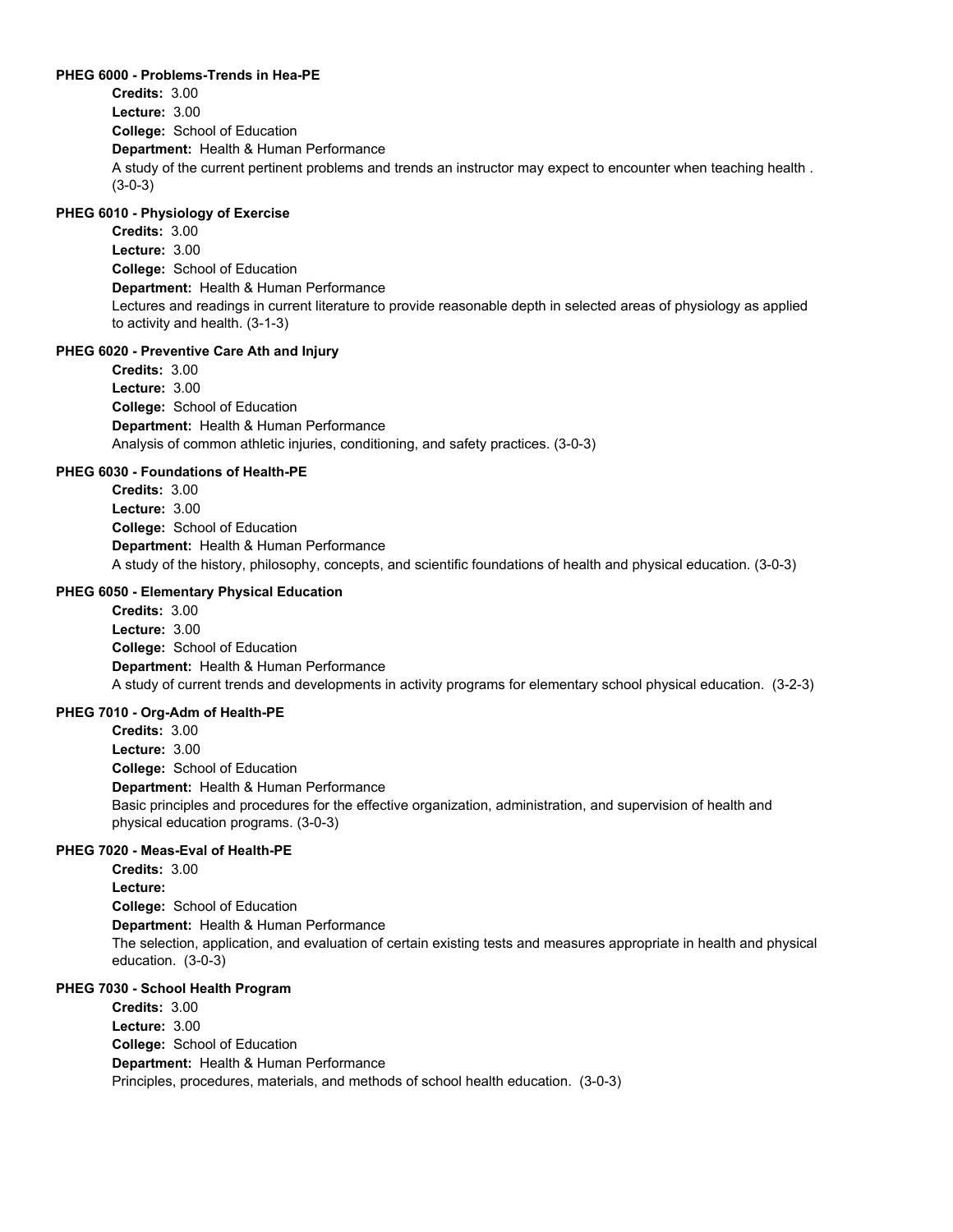#### PHEG 6000 - Problems-Trends in Hea-PE

**Credits:** 3.00
**Lecture:** 3.00
**College:** School of Education
**Department:** Health & Human Performance
A study of the current pertinent problems and trends an instructor may expect to encounter when teaching health . (3-0-3)

#### PHEG 6010 - Physiology of Exercise

**Credits:** 3.00
**Lecture:** 3.00
**College:** School of Education
**Department:** Health & Human Performance
Lectures and readings in current literature to provide reasonable depth in selected areas of physiology as applied to activity and health. (3-1-3)

#### PHEG 6020 - Preventive Care Ath and Injury

**Credits:** 3.00
**Lecture:** 3.00
**College:** School of Education
**Department:** Health & Human Performance
Analysis of common athletic injuries, conditioning, and safety practices. (3-0-3)

#### PHEG 6030 - Foundations of Health-PE

**Credits:** 3.00
**Lecture:** 3.00
**College:** School of Education
**Department:** Health & Human Performance
A study of the history, philosophy, concepts, and scientific foundations of health and physical education. (3-0-3)

#### PHEG 6050 - Elementary Physical Education

**Credits:** 3.00
**Lecture:** 3.00
**College:** School of Education
**Department:** Health & Human Performance
A study of current trends and developments in activity programs for elementary school physical education. (3-2-3)

#### PHEG 7010 - Org-Adm of Health-PE

**Credits:** 3.00
**Lecture:** 3.00
**College:** School of Education
**Department:** Health & Human Performance
Basic principles and procedures for the effective organization, administration, and supervision of health and physical education programs. (3-0-3)

#### PHEG 7020 - Meas-Eval of Health-PE

**Credits:** 3.00
**Lecture:**
**College:** School of Education
**Department:** Health & Human Performance
The selection, application, and evaluation of certain existing tests and measures appropriate in health and physical education. (3-0-3)

#### PHEG 7030 - School Health Program

**Credits:** 3.00
**Lecture:** 3.00
**College:** School of Education
**Department:** Health & Human Performance
Principles, procedures, materials, and methods of school health education. (3-0-3)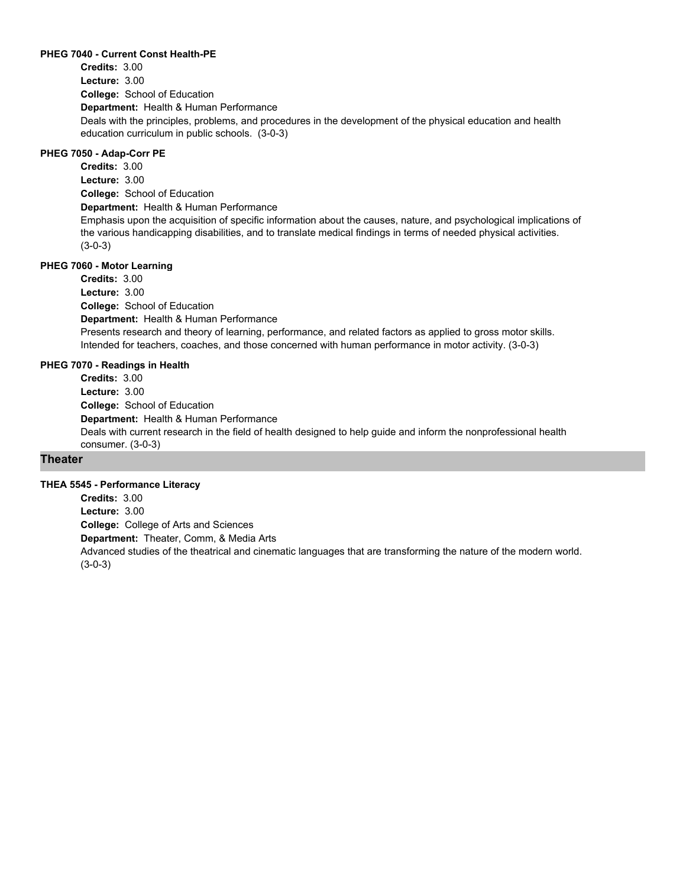#### PHEG 7040 - Current Const Health-PE

**Credits:** 3.00
**Lecture:** 3.00
**College:** School of Education
**Department:** Health & Human Performance

Deals with the principles, problems, and procedures in the development of the physical education and health education curriculum in public schools. (3-0-3)

#### PHEG 7050 - Adap-Corr PE

**Credits:** 3.00
**Lecture:** 3.00
**College:** School of Education
**Department:** Health & Human Performance

Emphasis upon the acquisition of specific information about the causes, nature, and psychological implications of the various handicapping disabilities, and to translate medical findings in terms of needed physical activities. (3-0-3)

#### PHEG 7060 - Motor Learning

**Credits:** 3.00
**Lecture:** 3.00
**College:** School of Education
**Department:** Health & Human Performance

Presents research and theory of learning, performance, and related factors as applied to gross motor skills. Intended for teachers, coaches, and those concerned with human performance in motor activity. (3-0-3)

#### PHEG 7070 - Readings in Health

**Credits:** 3.00
**Lecture:** 3.00
**College:** School of Education
**Department:** Health & Human Performance

Deals with current research in the field of health designed to help guide and inform the nonprofessional health consumer. (3-0-3)

## Theater

#### THEA 5545 - Performance Literacy

**Credits:** 3.00
**Lecture:** 3.00
**College:** College of Arts and Sciences
**Department:** Theater, Comm, & Media Arts

Advanced studies of the theatrical and cinematic languages that are transforming the nature of the modern world. (3-0-3)